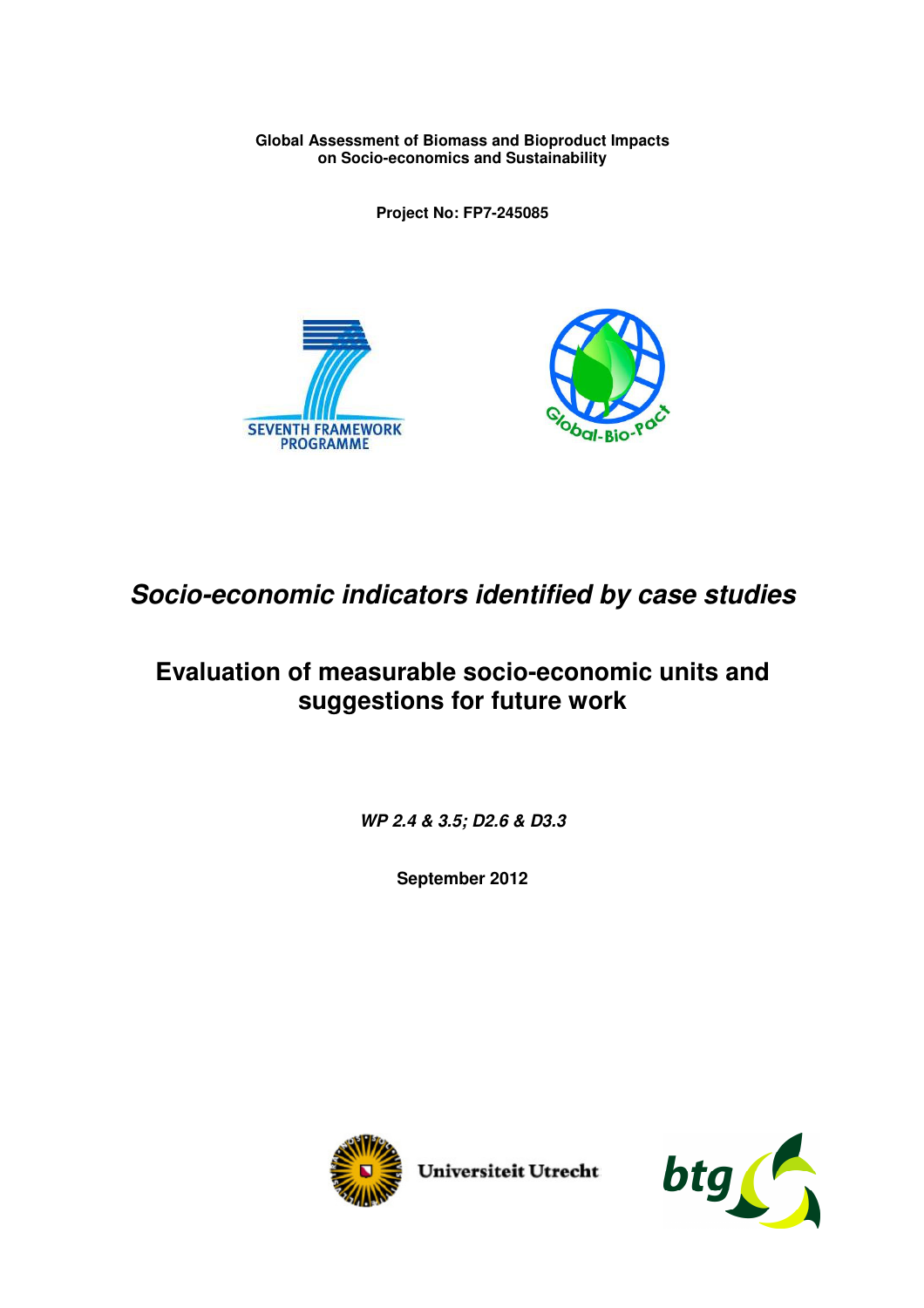**Global Assessment of Biomass and Bioproduct Impacts on Socio-economics and Sustainability**

**Project No: FP7-245085**

# *Socio-economic indicators identified by case studies*

## Evaluation of measurable socio-economic units and suggestions for future work

***WP 2.4 & 3.5; D2.6 & D3.3***

**September 2012**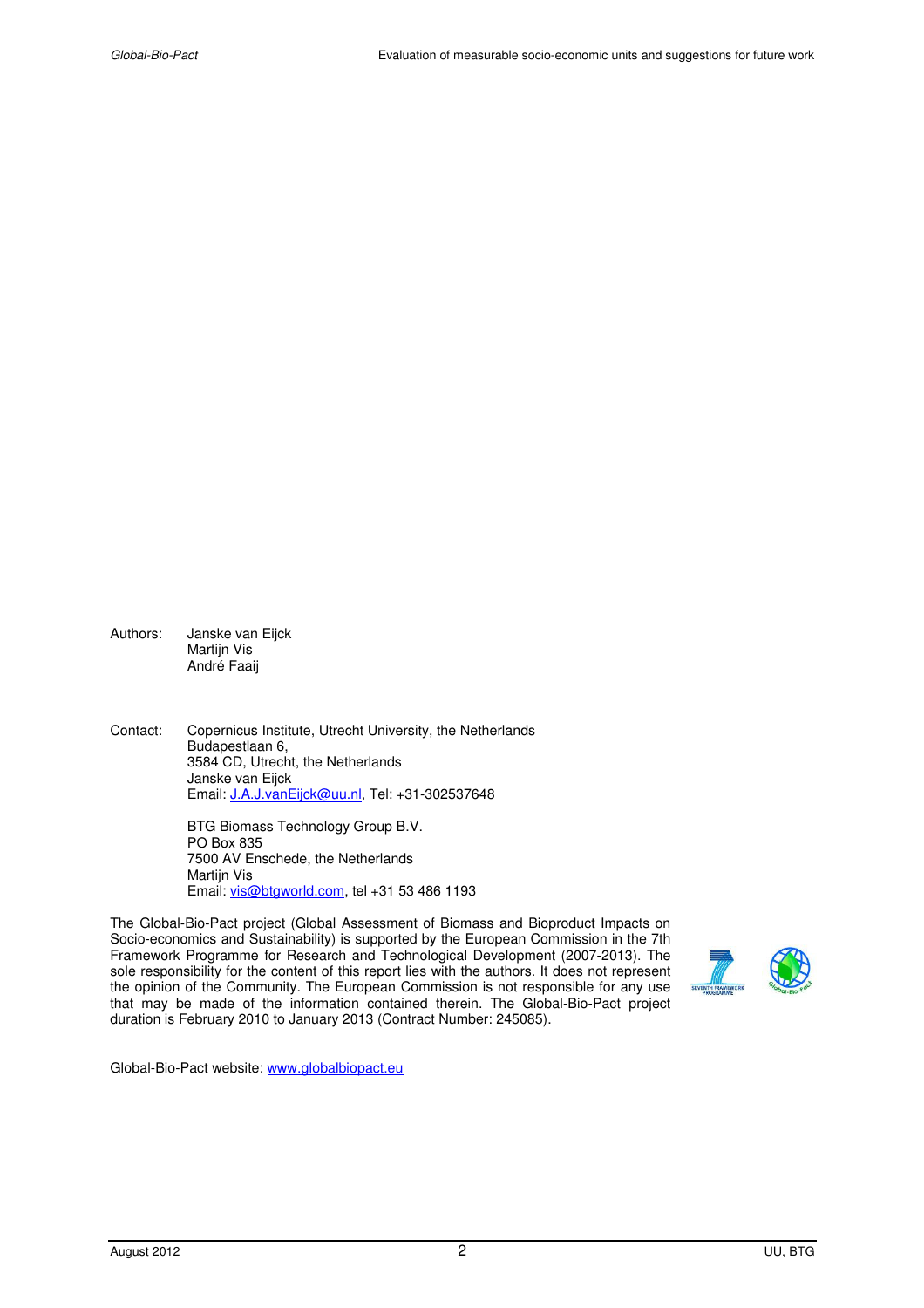Authors: Janske van Eijck
Martijn Vis
André Faaij

Contact: Copernicus Institute, Utrecht University, the Netherlands
Budapestlaan 6,
3584 CD, Utrecht, the Netherlands
Janske van Eijck
Email: J.A.J.vanEijck@uu.nl, Tel: +31-302537648

BTG Biomass Technology Group B.V.
PO Box 835
7500 AV Enschede, the Netherlands
Martijn Vis
Email: vis@btgworld.com, tel +31 53 486 1193

The Global-Bio-Pact project (Global Assessment of Biomass and Bioproduct Impacts on Socio-economics and Sustainability) is supported by the European Commission in the 7th Framework Programme for Research and Technological Development (2007-2013). The sole responsibility for the content of this report lies with the authors. It does not represent the opinion of the Community. The European Commission is not responsible for any use that may be made of the information contained therein. The Global-Bio-Pact project duration is February 2010 to January 2013 (Contract Number: 245085).

Global-Bio-Pact website: www.globalbiopact.eu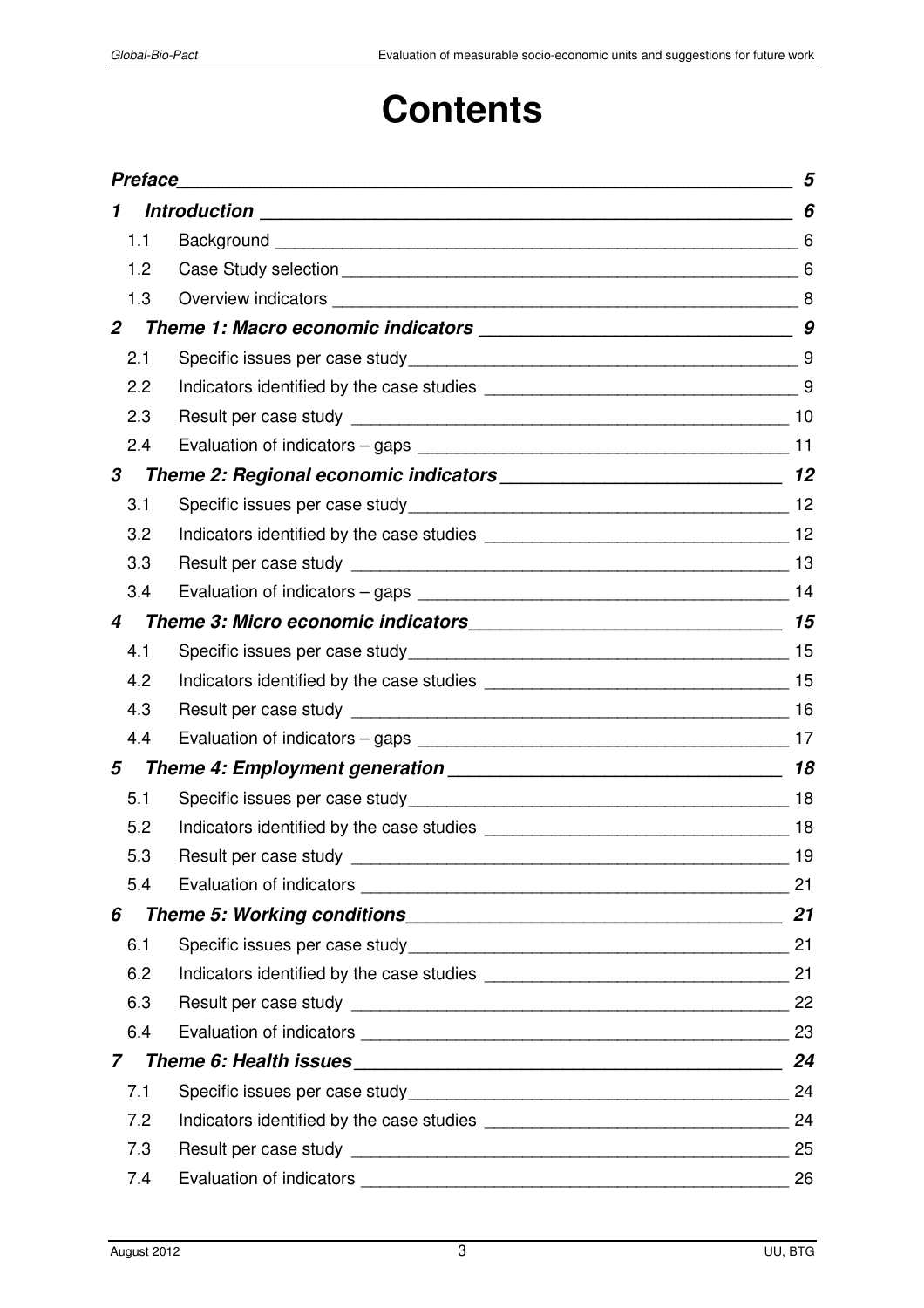# Contents

| | | |
|---|---|---|
| ***Preface*** | | ***5*** |
| ***1*** | ***Introduction*** | ***6*** |
| 1.1 | Background | 6 |
| 1.2 | Case Study selection | 6 |
| 1.3 | Overview indicators | 8 |
| ***2*** | ***Theme 1: Macro economic indicators*** | ***9*** |
| 2.1 | Specific issues per case study | 9 |
| 2.2 | Indicators identified by the case studies | 9 |
| 2.3 | Result per case study | 10 |
| 2.4 | Evaluation of indicators – gaps | 11 |
| ***3*** | ***Theme 2: Regional economic indicators*** | ***12*** |
| 3.1 | Specific issues per case study | 12 |
| 3.2 | Indicators identified by the case studies | 12 |
| 3.3 | Result per case study | 13 |
| 3.4 | Evaluation of indicators – gaps | 14 |
| ***4*** | ***Theme 3: Micro economic indicators*** | ***15*** |
| 4.1 | Specific issues per case study | 15 |
| 4.2 | Indicators identified by the case studies | 15 |
| 4.3 | Result per case study | 16 |
| 4.4 | Evaluation of indicators – gaps | 17 |
| ***5*** | ***Theme 4: Employment generation*** | ***18*** |
| 5.1 | Specific issues per case study | 18 |
| 5.2 | Indicators identified by the case studies | 18 |
| 5.3 | Result per case study | 19 |
| 5.4 | Evaluation of indicators | 21 |
| ***6*** | ***Theme 5: Working conditions*** | ***21*** |
| 6.1 | Specific issues per case study | 21 |
| 6.2 | Indicators identified by the case studies | 21 |
| 6.3 | Result per case study | 22 |
| 6.4 | Evaluation of indicators | 23 |
| ***7*** | ***Theme 6: Health issues*** | ***24*** |
| 7.1 | Specific issues per case study | 24 |
| 7.2 | Indicators identified by the case studies | 24 |
| 7.3 | Result per case study | 25 |
| 7.4 | Evaluation of indicators | 26 |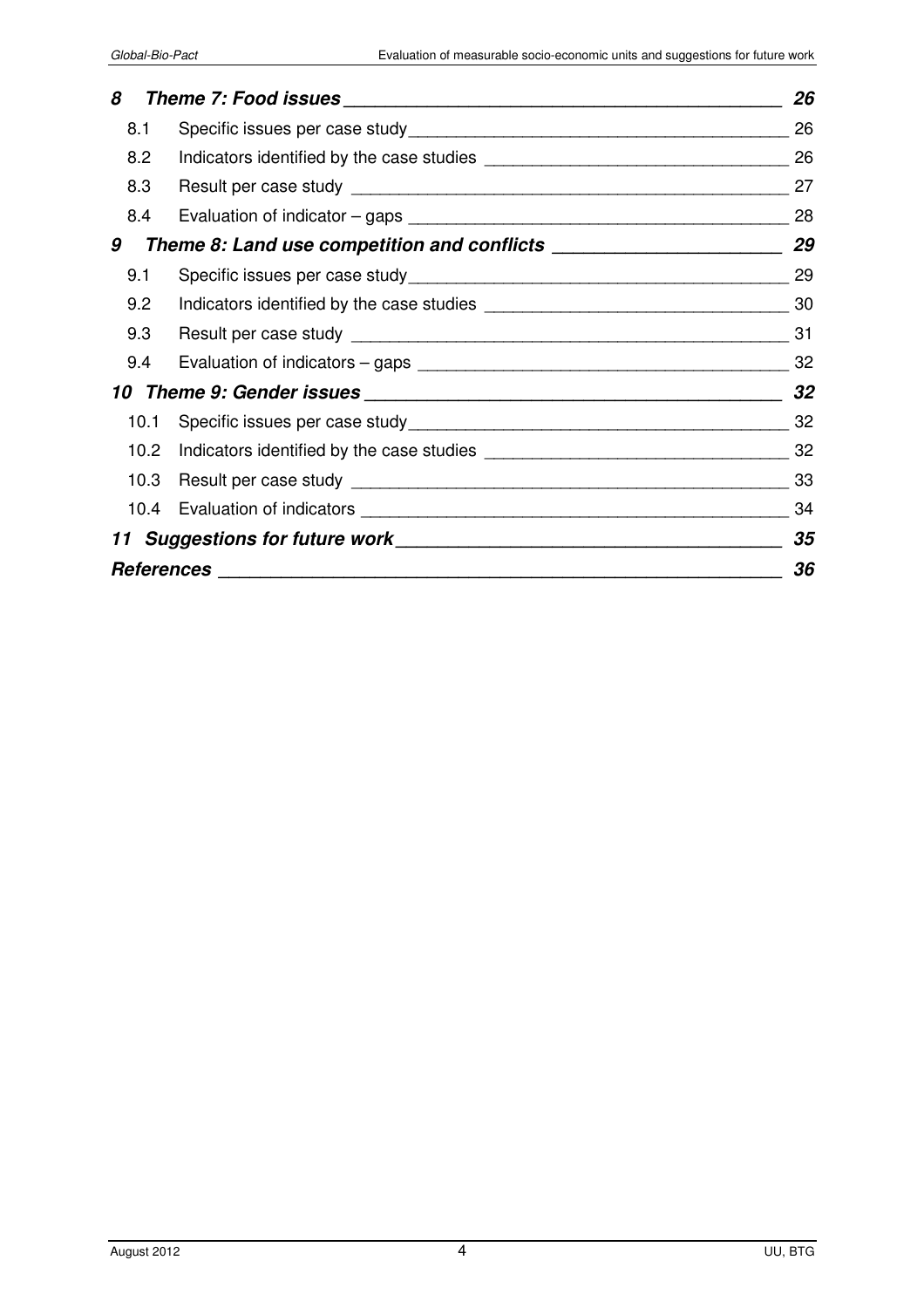| | | |
|---|---|---|
| ***8*** | ***Theme 7: Food issues*** | ***26*** |
| 8.1 | Specific issues per case study | 26 |
| 8.2 | Indicators identified by the case studies | 26 |
| 8.3 | Result per case study | 27 |
| 8.4 | Evaluation of indicator – gaps | 28 |
| ***9*** | ***Theme 8: Land use competition and conflicts*** | ***29*** |
| 9.1 | Specific issues per case study | 29 |
| 9.2 | Indicators identified by the case studies | 30 |
| 9.3 | Result per case study | 31 |
| 9.4 | Evaluation of indicators – gaps | 32 |
| ***10*** | ***Theme 9: Gender issues*** | ***32*** |
| 10.1 | Specific issues per case study | 32 |
| 10.2 | Indicators identified by the case studies | 32 |
| 10.3 | Result per case study | 33 |
| 10.4 | Evaluation of indicators | 34 |
| ***11*** | ***Suggestions for future work*** | ***35*** |
| ***References*** | | ***36*** |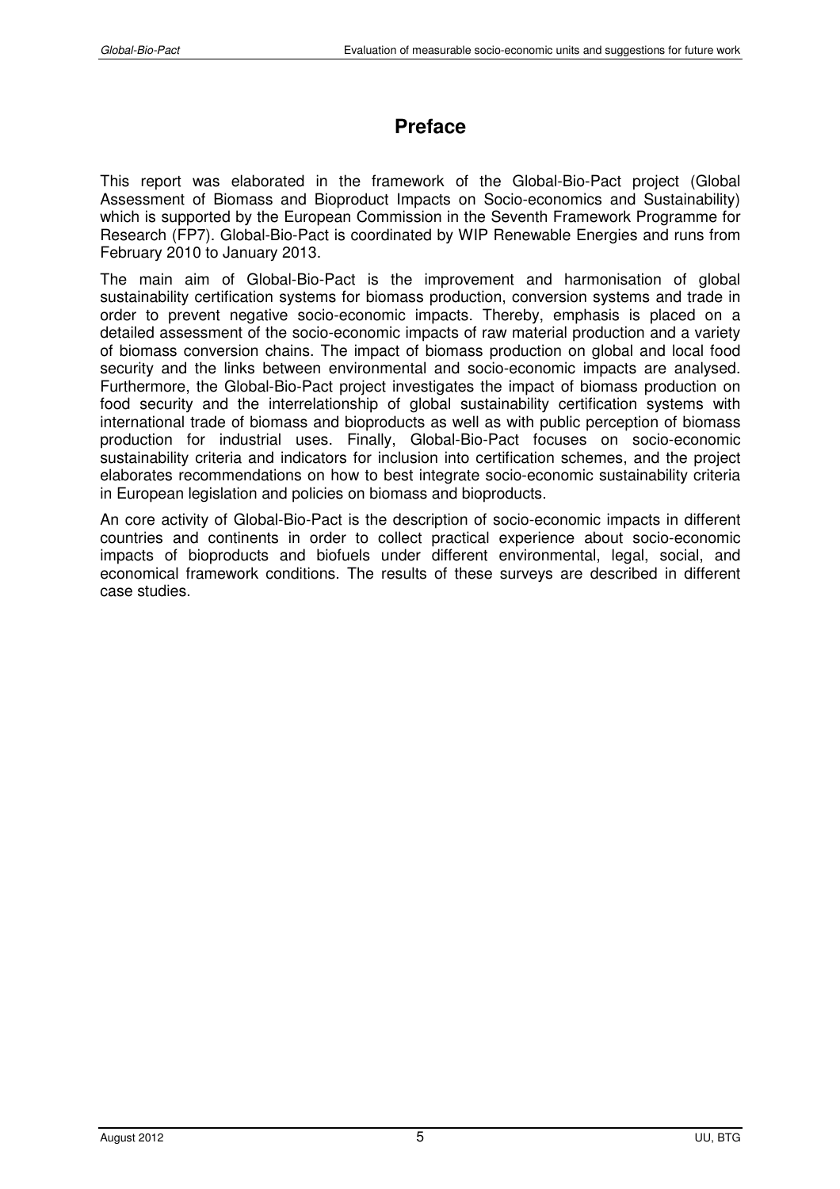# Preface

This report was elaborated in the framework of the Global-Bio-Pact project (Global Assessment of Biomass and Bioproduct Impacts on Socio-economics and Sustainability) which is supported by the European Commission in the Seventh Framework Programme for Research (FP7). Global-Bio-Pact is coordinated by WIP Renewable Energies and runs from February 2010 to January 2013.

The main aim of Global-Bio-Pact is the improvement and harmonisation of global sustainability certification systems for biomass production, conversion systems and trade in order to prevent negative socio-economic impacts. Thereby, emphasis is placed on a detailed assessment of the socio-economic impacts of raw material production and a variety of biomass conversion chains. The impact of biomass production on global and local food security and the links between environmental and socio-economic impacts are analysed. Furthermore, the Global-Bio-Pact project investigates the impact of biomass production on food security and the interrelationship of global sustainability certification systems with international trade of biomass and bioproducts as well as with public perception of biomass production for industrial uses. Finally, Global-Bio-Pact focuses on socio-economic sustainability criteria and indicators for inclusion into certification schemes, and the project elaborates recommendations on how to best integrate socio-economic sustainability criteria in European legislation and policies on biomass and bioproducts.

An core activity of Global-Bio-Pact is the description of socio-economic impacts in different countries and continents in order to collect practical experience about socio-economic impacts of bioproducts and biofuels under different environmental, legal, social, and economical framework conditions. The results of these surveys are described in different case studies.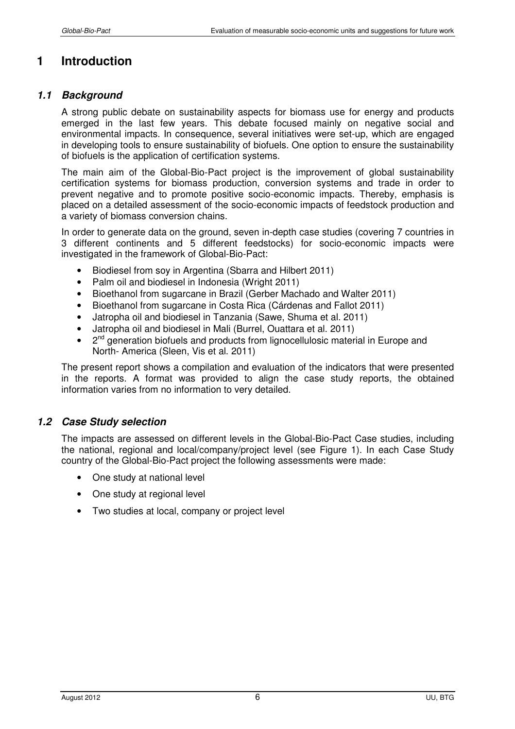# 1 Introduction

## *1.1 Background*

A strong public debate on sustainability aspects for biomass use for energy and products emerged in the last few years. This debate focused mainly on negative social and environmental impacts. In consequence, several initiatives were set-up, which are engaged in developing tools to ensure sustainability of biofuels. One option to ensure the sustainability of biofuels is the application of certification systems.

The main aim of the Global-Bio-Pact project is the improvement of global sustainability certification systems for biomass production, conversion systems and trade in order to prevent negative and to promote positive socio-economic impacts. Thereby, emphasis is placed on a detailed assessment of the socio-economic impacts of feedstock production and a variety of biomass conversion chains.

In order to generate data on the ground, seven in-depth case studies (covering 7 countries in 3 different continents and 5 different feedstocks) for socio-economic impacts were investigated in the framework of Global-Bio-Pact:

- Biodiesel from soy in Argentina (Sbarra and Hilbert 2011)
- Palm oil and biodiesel in Indonesia (Wright 2011)
- Bioethanol from sugarcane in Brazil (Gerber Machado and Walter 2011)
- Bioethanol from sugarcane in Costa Rica (Cárdenas and Fallot 2011)
- Jatropha oil and biodiesel in Tanzania (Sawe, Shuma et al. 2011)
- Jatropha oil and biodiesel in Mali (Burrel, Ouattara et al. 2011)
- 2nd generation biofuels and products from lignocellulosic material in Europe and North- America (Sleen, Vis et al. 2011)

The present report shows a compilation and evaluation of the indicators that were presented in the reports. A format was provided to align the case study reports, the obtained information varies from no information to very detailed.

## *1.2 Case Study selection*

The impacts are assessed on different levels in the Global-Bio-Pact Case studies, including the national, regional and local/company/project level (see Figure 1). In each Case Study country of the Global-Bio-Pact project the following assessments were made:

- One study at national level
- One study at regional level
- Two studies at local, company or project level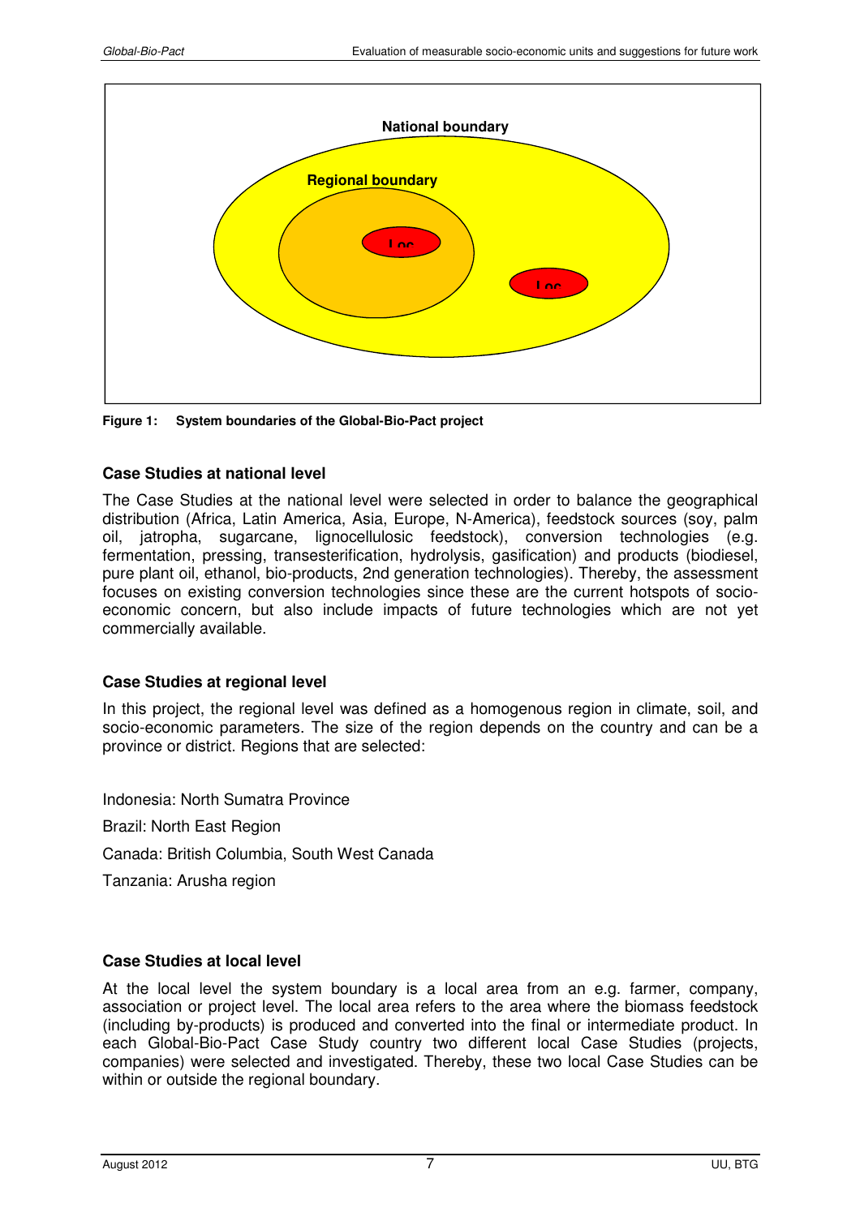National boundary

Regional boundary

Loc

Loc

**Figure 1: System boundaries of the Global-Bio-Pact project**

### Case Studies at national level

The Case Studies at the national level were selected in order to balance the geographical distribution (Africa, Latin America, Asia, Europe, N-America), feedstock sources (soy, palm oil, jatropha, sugarcane, lignocellulosic feedstock), conversion technologies (e.g. fermentation, pressing, transesterification, hydrolysis, gasification) and products (biodiesel, pure plant oil, ethanol, bio-products, 2nd generation technologies). Thereby, the assessment focuses on existing conversion technologies since these are the current hotspots of socio-economic concern, but also include impacts of future technologies which are not yet commercially available.

### Case Studies at regional level

In this project, the regional level was defined as a homogenous region in climate, soil, and socio-economic parameters. The size of the region depends on the country and can be a province or district. Regions that are selected:

Indonesia: North Sumatra Province

Brazil: North East Region

Canada: British Columbia, South West Canada

Tanzania: Arusha region

### Case Studies at local level

At the local level the system boundary is a local area from an e.g. farmer, company, association or project level. The local area refers to the area where the biomass feedstock (including by-products) is produced and converted into the final or intermediate product. In each Global-Bio-Pact Case Study country two different local Case Studies (projects, companies) were selected and investigated. Thereby, these two local Case Studies can be within or outside the regional boundary.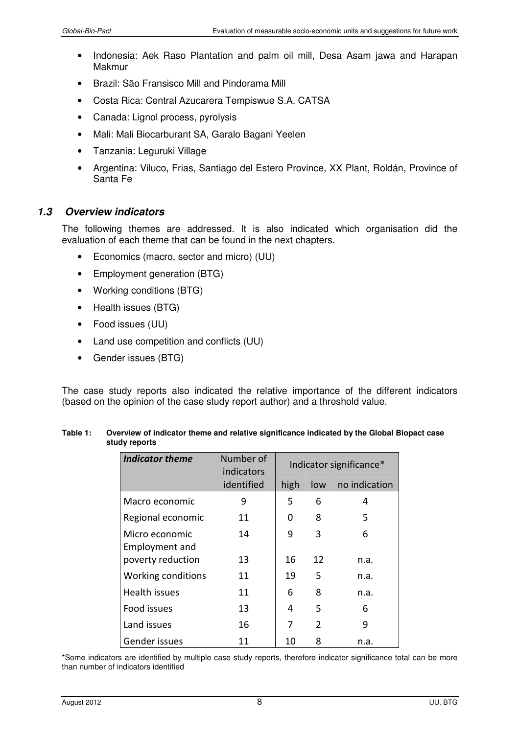- Indonesia: Aek Raso Plantation and palm oil mill, Desa Asam jawa and Harapan Makmur
- Brazil: São Fransisco Mill and Pindorama Mill
- Costa Rica: Central Azucarera Tempiswue S.A. CATSA
- Canada: Lignol process, pyrolysis
- Mali: Mali Biocarburant SA, Garalo Bagani Yeelen
- Tanzania: Leguruki Village
- Argentina: Viluco, Frias, Santiago del Estero Province, XX Plant, Roldán, Province of Santa Fe

### 1.3 Overview indicators

The following themes are addressed. It is also indicated which organisation did the evaluation of each theme that can be found in the next chapters.

- Economics (macro, sector and micro) (UU)
- Employment generation (BTG)
- Working conditions (BTG)
- Health issues (BTG)
- Food issues (UU)
- Land use competition and conflicts (UU)
- Gender issues (BTG)

The case study reports also indicated the relative importance of the different indicators (based on the opinion of the case study report author) and a threshold value.

**Table 1: Overview of indicator theme and relative significance indicated by the Global Biopact case study reports**

| *Indicator theme* | Number of indicators identified | Indicator significance* | | |
|---|---|---|---|---|
| | | high | low | no indication |
| Macro economic | 9 | 5 | 6 | 4 |
| Regional economic | 11 | 0 | 8 | 5 |
| Micro economic | 14 | 9 | 3 | 6 |
| Employment and poverty reduction | 13 | 16 | 12 | n.a. |
| Working conditions | 11 | 19 | 5 | n.a. |
| Health issues | 11 | 6 | 8 | n.a. |
| Food issues | 13 | 4 | 5 | 6 |
| Land issues | 16 | 7 | 2 | 9 |
| Gender issues | 11 | 10 | 8 | n.a. |

*Some indicators are identified by multiple case study reports, therefore indicator significance total can be more than number of indicators identified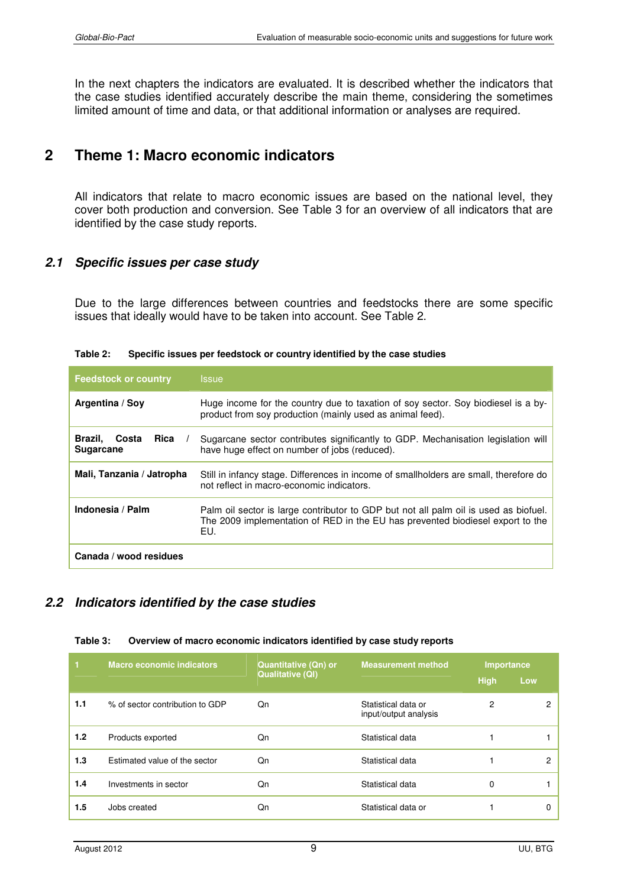In the next chapters the indicators are evaluated. It is described whether the indicators that the case studies identified accurately describe the main theme, considering the sometimes limited amount of time and data, or that additional information or analyses are required.

# 2 Theme 1: Macro economic indicators

All indicators that relate to macro economic issues are based on the national level, they cover both production and conversion. See Table 3 for an overview of all indicators that are identified by the case study reports.

## 2.1 Specific issues per case study

Due to the large differences between countries and feedstocks there are some specific issues that ideally would have to be taken into account. See Table 2.

**Table 2: Specific issues per feedstock or country identified by the case studies**

| Feedstock or country | Issue |
|---|---|
| **Argentina / Soy** | Huge income for the country due to taxation of soy sector. Soy biodiesel is a by-product from soy production (mainly used as animal feed). |
| **Brazil, Costa Rica / Sugarcane** | Sugarcane sector contributes significantly to GDP. Mechanisation legislation will have huge effect on number of jobs (reduced). |
| **Mali, Tanzania / Jatropha** | Still in infancy stage. Differences in income of smallholders are small, therefore do not reflect in macro-economic indicators. |
| **Indonesia / Palm** | Palm oil sector is large contributor to GDP but not all palm oil is used as biofuel. The 2009 implementation of RED in the EU has prevented biodiesel export to the EU. |
| **Canada / wood residues** | |

## 2.2 Indicators identified by the case studies

**Table 3: Overview of macro economic indicators identified by case study reports**

| 1 | Macro economic indicators | Quantitative (Qn) or Qualitative (Ql) | Measurement method | Importance | |
|---|---|---|---|---|---|
| | | | | High | Low |
| 1.1 | % of sector contribution to GDP | Qn | Statistical data or input/output analysis | 2 | 2 |
| 1.2 | Products exported | Qn | Statistical data | 1 | 1 |
| 1.3 | Estimated value of the sector | Qn | Statistical data | 1 | 2 |
| 1.4 | Investments in sector | Qn | Statistical data | 0 | 1 |
| 1.5 | Jobs created | Qn | Statistical data or | 1 | 0 |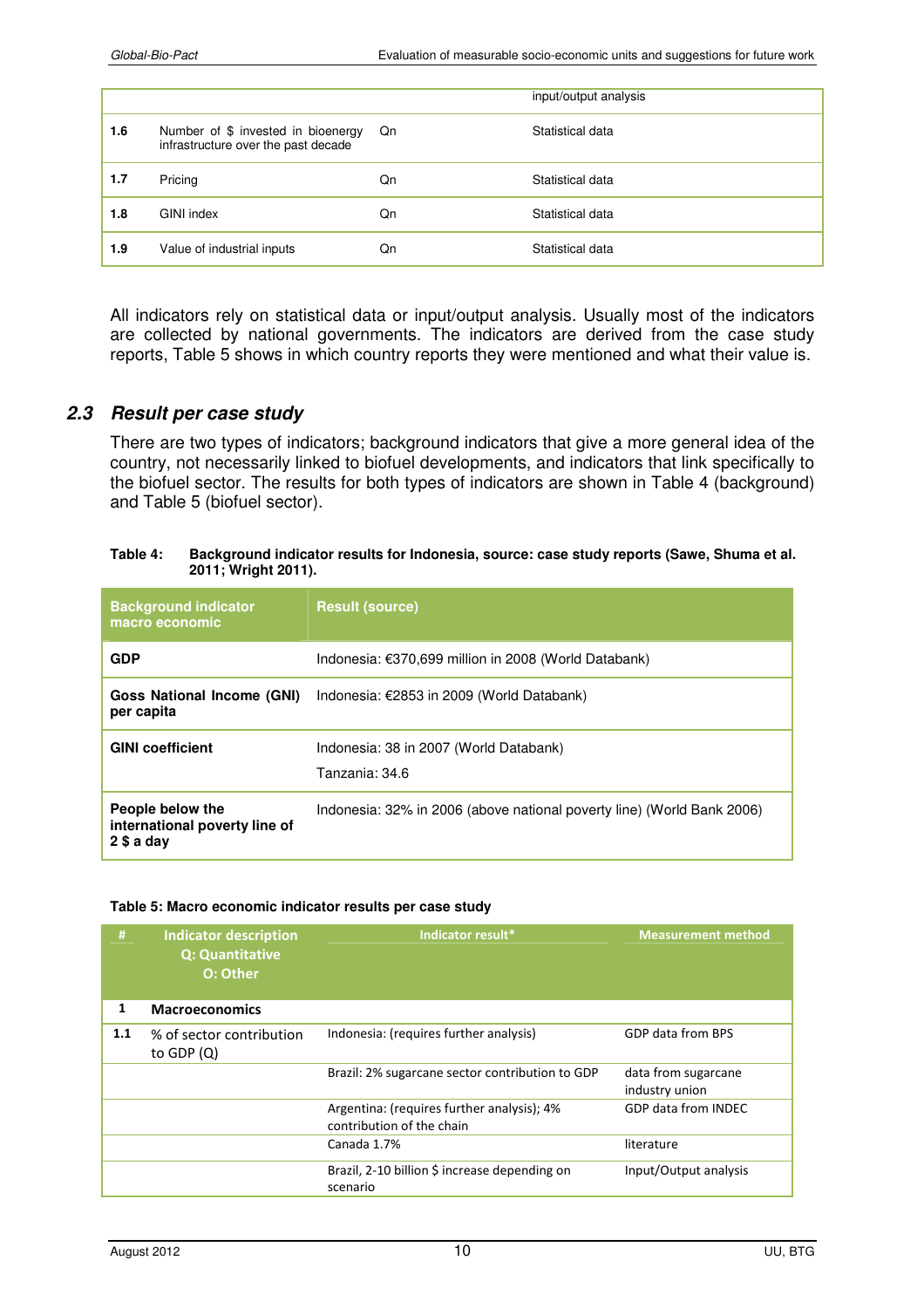| | | | input/output analysis |
|---|---|---|---|
| **1.6** | Number of $ invested in bioenergy infrastructure over the past decade | Qn | Statistical data |
| **1.7** | Pricing | Qn | Statistical data |
| **1.8** | GINI index | Qn | Statistical data |
| **1.9** | Value of industrial inputs | Qn | Statistical data |

All indicators rely on statistical data or input/output analysis. Usually most of the indicators are collected by national governments. The indicators are derived from the case study reports, Table 5 shows in which country reports they were mentioned and what their value is.

### *2.3 Result per case study*

There are two types of indicators; background indicators that give a more general idea of the country, not necessarily linked to biofuel developments, and indicators that link specifically to the biofuel sector. The results for both types of indicators are shown in Table 4 (background) and Table 5 (biofuel sector).

**Table 4: Background indicator results for Indonesia, source: case study reports (Sawe, Shuma et al. 2011; Wright 2011).**

| Background indicator macro economic | Result (source) |
|---|---|
| **GDP** | Indonesia: €370,699 million in 2008 (World Databank) |
| **Goss National Income (GNI) per capita** | Indonesia: €2853 in 2009 (World Databank) |
| **GINI coefficient** | Indonesia: 38 in 2007 (World Databank)<br>Tanzania: 34.6 |
| **People below the international poverty line of 2 $ a day** | Indonesia: 32% in 2006 (above national poverty line) (World Bank 2006) |

**Table 5: Macro economic indicator results per case study**

| # | Indicator description<br>Q: Quantitative<br>O: Other | Indicator result* | Measurement method |
|---|---|---|---|
| **1** | **Macroeconomics** | | |
| **1.1** | % of sector contribution to GDP (Q) | Indonesia: (requires further analysis) | GDP data from BPS |
| | | Brazil: 2% sugarcane sector contribution to GDP | data from sugarcane industry union |
| | | Argentina: (requires further analysis); 4% contribution of the chain | GDP data from INDEC |
| | | Canada 1.7% | literature |
| | | Brazil, 2-10 billion $ increase depending on scenario | Input/Output analysis |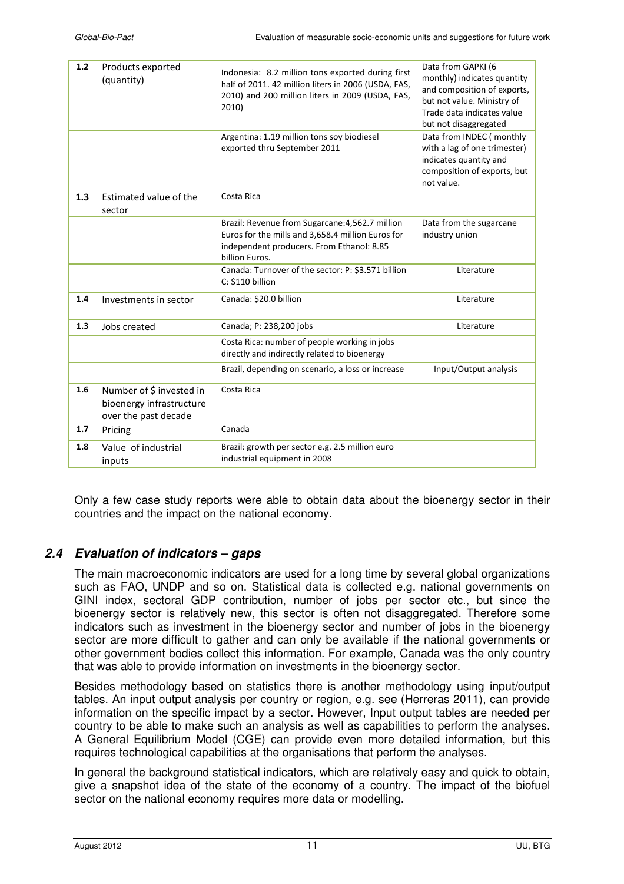| 1.2 | Products exported (quantity) | Indonesia: 8.2 million tons exported during first half of 2011. 42 million liters in 2006 (USDA, FAS, 2010) and 200 million liters in 2009 (USDA, FAS, 2010) | Data from GAPKI (6 monthly) indicates quantity and composition of exports, but not value. Ministry of Trade data indicates value but not disaggregated |
|---|---|---|---|
| | | Argentina: 1.19 million tons soy biodiesel exported thru September 2011 | Data from INDEC ( monthly with a lag of one trimester) indicates quantity and composition of exports, but not value. |
| 1.3 | Estimated value of the sector | Costa Rica | |
| | | Brazil: Revenue from Sugarcane:4,562.7 million Euros for the mills and 3,658.4 million Euros for independent producers. From Ethanol: 8.85 billion Euros. | Data from the sugarcane industry union |
| | | Canada: Turnover of the sector: P: $3.571 billion C: $110 billion | Literature |
| 1.4 | Investments in sector | Canada: $20.0 billion | Literature |
| 1.3 | Jobs created | Canada; P: 238,200 jobs | Literature |
| | | Costa Rica: number of people working in jobs directly and indirectly related to bioenergy | |
| | | Brazil, depending on scenario, a loss or increase | Input/Output analysis |
| 1.6 | Number of $ invested in bioenergy infrastructure over the past decade | Costa Rica | |
| 1.7 | Pricing | Canada | |
| 1.8 | Value of industrial inputs | Brazil: growth per sector e.g. 2.5 million euro industrial equipment in 2008 | |

Only a few case study reports were able to obtain data about the bioenergy sector in their countries and the impact on the national economy.

## 2.4 Evaluation of indicators – gaps

The main macroeconomic indicators are used for a long time by several global organizations such as FAO, UNDP and so on. Statistical data is collected e.g. national governments on GINI index, sectoral GDP contribution, number of jobs per sector etc., but since the bioenergy sector is relatively new, this sector is often not disaggregated. Therefore some indicators such as investment in the bioenergy sector and number of jobs in the bioenergy sector are more difficult to gather and can only be available if the national governments or other government bodies collect this information. For example, Canada was the only country that was able to provide information on investments in the bioenergy sector.

Besides methodology based on statistics there is another methodology using input/output tables. An input output analysis per country or region, e.g. see (Herreras 2011), can provide information on the specific impact by a sector. However, Input output tables are needed per country to be able to make such an analysis as well as capabilities to perform the analyses. A General Equilibrium Model (CGE) can provide even more detailed information, but this requires technological capabilities at the organisations that perform the analyses.

In general the background statistical indicators, which are relatively easy and quick to obtain, give a snapshot idea of the state of the economy of a country. The impact of the biofuel sector on the national economy requires more data or modelling.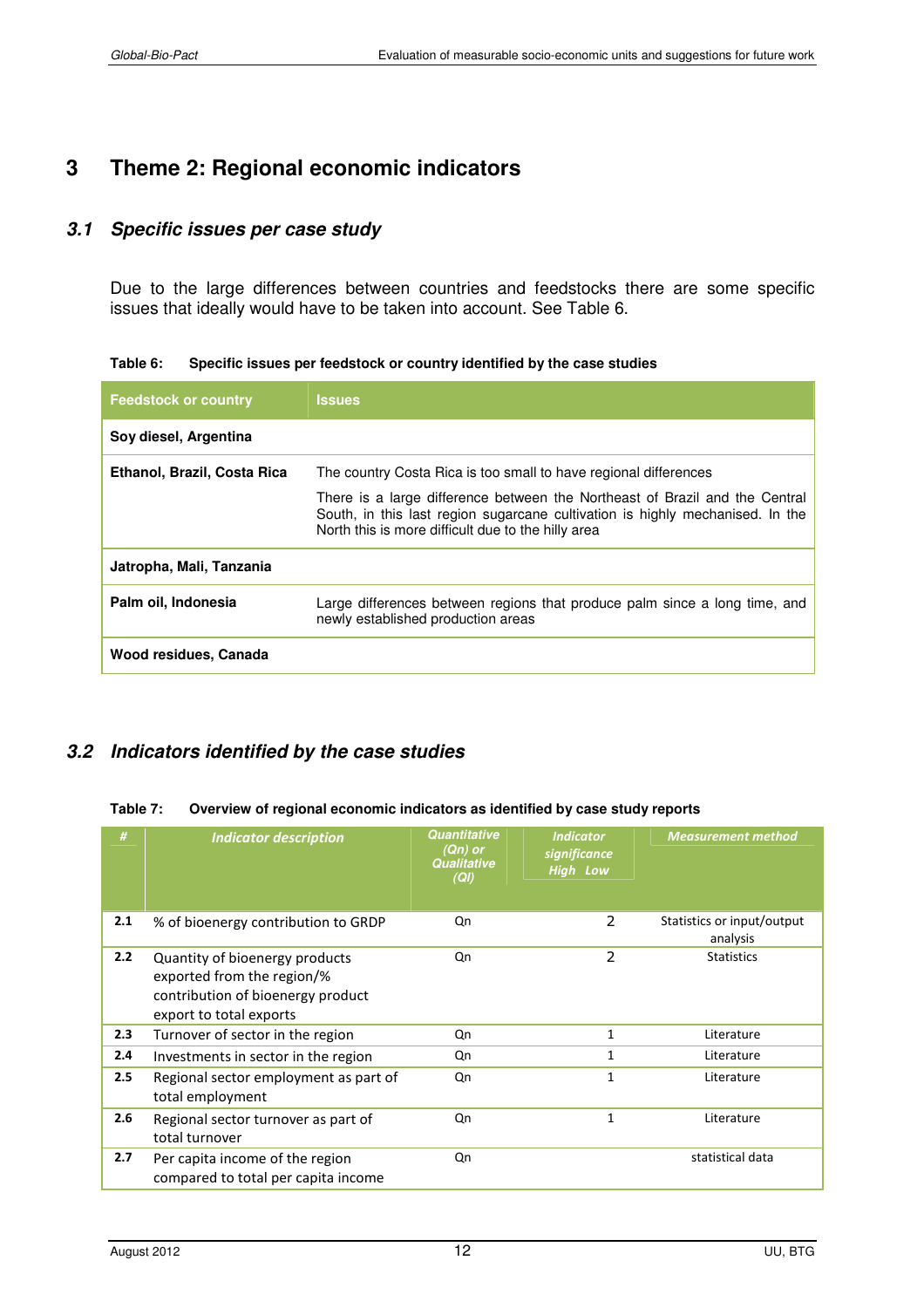# 3 Theme 2: Regional economic indicators

## 3.1 Specific issues per case study

Due to the large differences between countries and feedstocks there are some specific issues that ideally would have to be taken into account. See Table 6.

**Table 6: Specific issues per feedstock or country identified by the case studies**

| Feedstock or country | Issues |
|---|---|
| **Soy diesel, Argentina** | |
| **Ethanol, Brazil, Costa Rica** | The country Costa Rica is too small to have regional differences<br><br>There is a large difference between the Northeast of Brazil and the Central South, in this last region sugarcane cultivation is highly mechanised. In the North this is more difficult due to the hilly area |
| **Jatropha, Mali, Tanzania** | |
| **Palm oil, Indonesia** | Large differences between regions that produce palm since a long time, and newly established production areas |
| **Wood residues, Canada** | |

## 3.2 Indicators identified by the case studies

**Table 7: Overview of regional economic indicators as identified by case study reports**

| # | Indicator description | Quantitative (Qn) or Qualitative (Ql) | Indicator significance High Low | Measurement method |
|---|---|---|---|---|
| **2.1** | % of bioenergy contribution to GRDP | Qn | 2 | Statistics or input/output analysis |
| **2.2** | Quantity of bioenergy products exported from the region/% contribution of bioenergy product export to total exports | Qn | 2 | Statistics |
| **2.3** | Turnover of sector in the region | Qn | 1 | Literature |
| **2.4** | Investments in sector in the region | Qn | 1 | Literature |
| **2.5** | Regional sector employment as part of total employment | Qn | 1 | Literature |
| **2.6** | Regional sector turnover as part of total turnover | Qn | 1 | Literature |
| **2.7** | Per capita income of the region compared to total per capita income | Qn | | statistical data |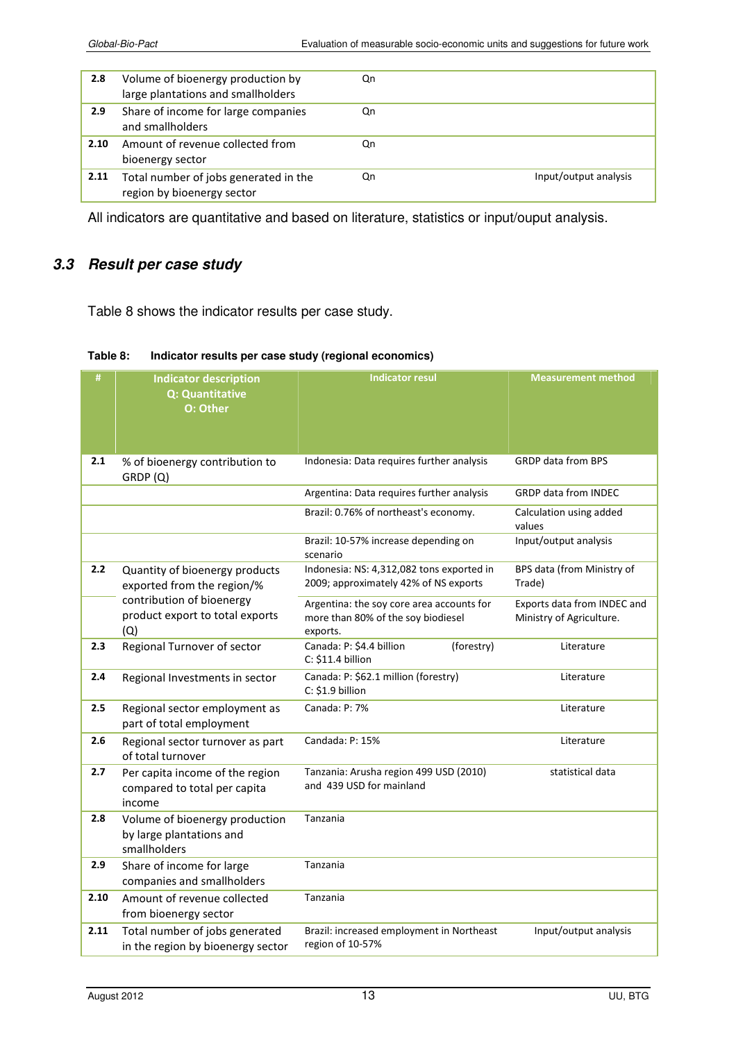| | | | |
|---|---|---|---|
| **2.8** | Volume of bioenergy production by large plantations and smallholders | Qn | |
| **2.9** | Share of income for large companies and smallholders | Qn | |
| **2.10** | Amount of revenue collected from bioenergy sector | Qn | |
| **2.11** | Total number of jobs generated in the region by bioenergy sector | Qn | Input/output analysis |

All indicators are quantitative and based on literature, statistics or input/ouput analysis.

## *3.3 Result per case study*

Table 8 shows the indicator results per case study.

**Table 8: Indicator results per case study (regional economics)**

| # | Indicator description<br>Q: Quantitative<br>O: Other | Indicator resul | Measurement method |
|---|---|---|---|
| **2.1** | % of bioenergy contribution to GRDP (Q) | Indonesia: Data requires further analysis | GRDP data from BPS |
| | | Argentina: Data requires further analysis | GRDP data from INDEC |
| | | Brazil: 0.76% of northeast's economy. | Calculation using added values |
| | | Brazil: 10-57% increase depending on scenario | Input/output analysis |
| **2.2** | Quantity of bioenergy products exported from the region/% contribution of bioenergy product export to total exports (Q) | Indonesia: NS: 4,312,082 tons exported in 2009; approximately 42% of NS exports | BPS data (from Ministry of Trade) |
| | | Argentina: the soy core area accounts for more than 80% of the soy biodiesel exports. | Exports data from INDEC and Ministry of Agriculture. |
| **2.3** | Regional Turnover of sector | Canada: P: $4.4 billion (forestry)<br>C: $11.4 billion | Literature |
| **2.4** | Regional Investments in sector | Canada: P: $62.1 million (forestry)<br>C: $1.9 billion | Literature |
| **2.5** | Regional sector employment as part of total employment | Canada: P: 7% | Literature |
| **2.6** | Regional sector turnover as part of total turnover | Candada: P: 15% | Literature |
| **2.7** | Per capita income of the region compared to total per capita income | Tanzania: Arusha region 499 USD (2010) and 439 USD for mainland | statistical data |
| **2.8** | Volume of bioenergy production by large plantations and smallholders | Tanzania | |
| **2.9** | Share of income for large companies and smallholders | Tanzania | |
| **2.10** | Amount of revenue collected from bioenergy sector | Tanzania | |
| **2.11** | Total number of jobs generated in the region by bioenergy sector | Brazil: increased employment in Northeast region of 10-57% | Input/output analysis |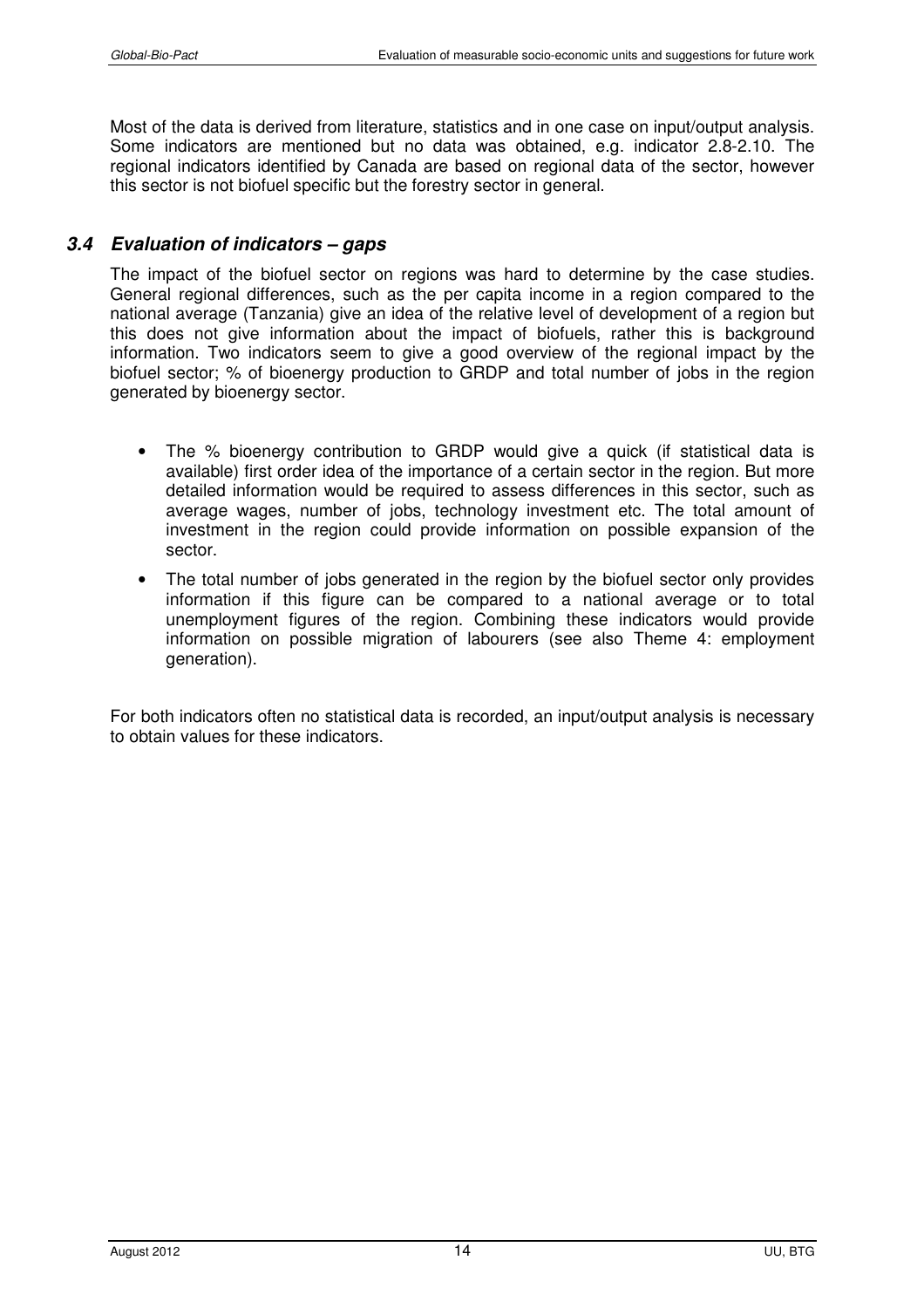Most of the data is derived from literature, statistics and in one case on input/output analysis. Some indicators are mentioned but no data was obtained, e.g. indicator 2.8-2.10. The regional indicators identified by Canada are based on regional data of the sector, however this sector is not biofuel specific but the forestry sector in general.

### *3.4 Evaluation of indicators – gaps*

The impact of the biofuel sector on regions was hard to determine by the case studies. General regional differences, such as the per capita income in a region compared to the national average (Tanzania) give an idea of the relative level of development of a region but this does not give information about the impact of biofuels, rather this is background information. Two indicators seem to give a good overview of the regional impact by the biofuel sector; % of bioenergy production to GRDP and total number of jobs in the region generated by bioenergy sector.

- The % bioenergy contribution to GRDP would give a quick (if statistical data is available) first order idea of the importance of a certain sector in the region. But more detailed information would be required to assess differences in this sector, such as average wages, number of jobs, technology investment etc. The total amount of investment in the region could provide information on possible expansion of the sector.
- The total number of jobs generated in the region by the biofuel sector only provides information if this figure can be compared to a national average or to total unemployment figures of the region. Combining these indicators would provide information on possible migration of labourers (see also Theme 4: employment generation).

For both indicators often no statistical data is recorded, an input/output analysis is necessary to obtain values for these indicators.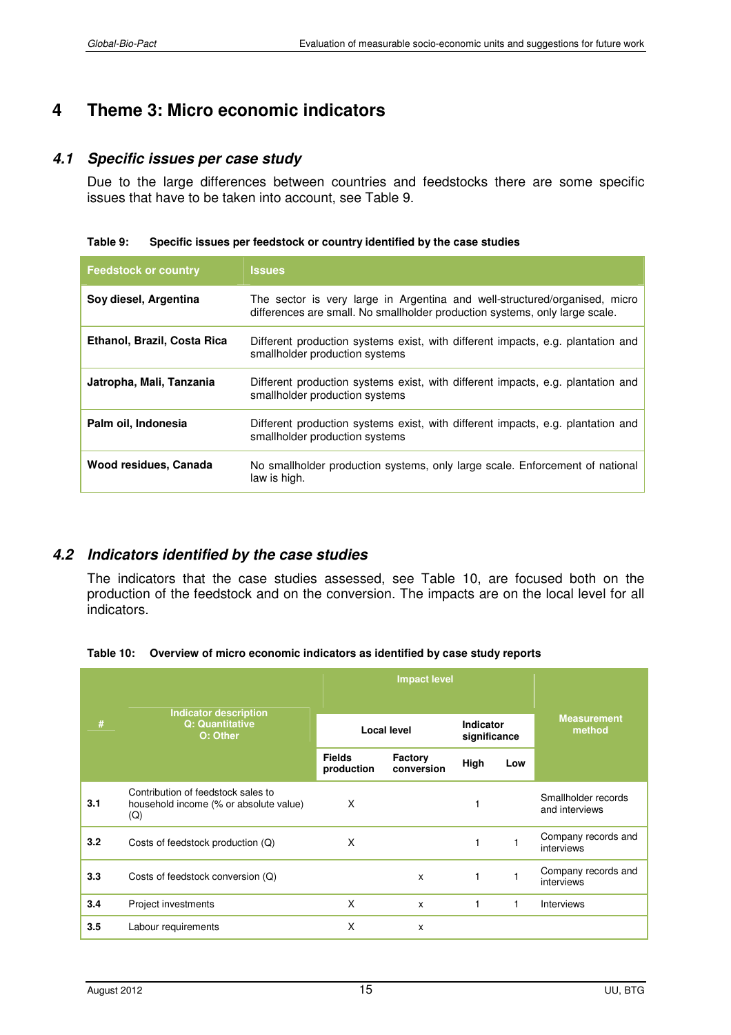# 4 Theme 3: Micro economic indicators

## 4.1 *Specific issues per case study*

Due to the large differences between countries and feedstocks there are some specific issues that have to be taken into account, see Table 9.

**Table 9: Specific issues per feedstock or country identified by the case studies**

| Feedstock or country | Issues |
|---|---|
| **Soy diesel, Argentina** | The sector is very large in Argentina and well-structured/organised, micro differences are small. No smallholder production systems, only large scale. |
| **Ethanol, Brazil, Costa Rica** | Different production systems exist, with different impacts, e.g. plantation and smallholder production systems |
| **Jatropha, Mali, Tanzania** | Different production systems exist, with different impacts, e.g. plantation and smallholder production systems |
| **Palm oil, Indonesia** | Different production systems exist, with different impacts, e.g. plantation and smallholder production systems |
| **Wood residues, Canada** | No smallholder production systems, only large scale. Enforcement of national law is high. |

## 4.2 *Indicators identified by the case studies*

The indicators that the case studies assessed, see Table 10, are focused both on the production of the feedstock and on the conversion. The impacts are on the local level for all indicators.

**Table 10: Overview of micro economic indicators as identified by case study reports**

| # | Indicator description<br>Q: Quantitative<br>O: Other | Impact level | | | | Measurement method |
|---|---|---|---|---|---|---|
| | | Local level | | Indicator significance | | |
| | | Fields production | Factory conversion | High | Low | |
| **3.1** | Contribution of feedstock sales to household income (% or absolute value) (Q) | X | | 1 | | Smallholder records and interviews |
| **3.2** | Costs of feedstock production (Q) | X | | 1 | 1 | Company records and interviews |
| **3.3** | Costs of feedstock conversion (Q) | | x | 1 | 1 | Company records and interviews |
| **3.4** | Project investments | X | x | 1 | 1 | Interviews |
| **3.5** | Labour requirements | X | x | | | |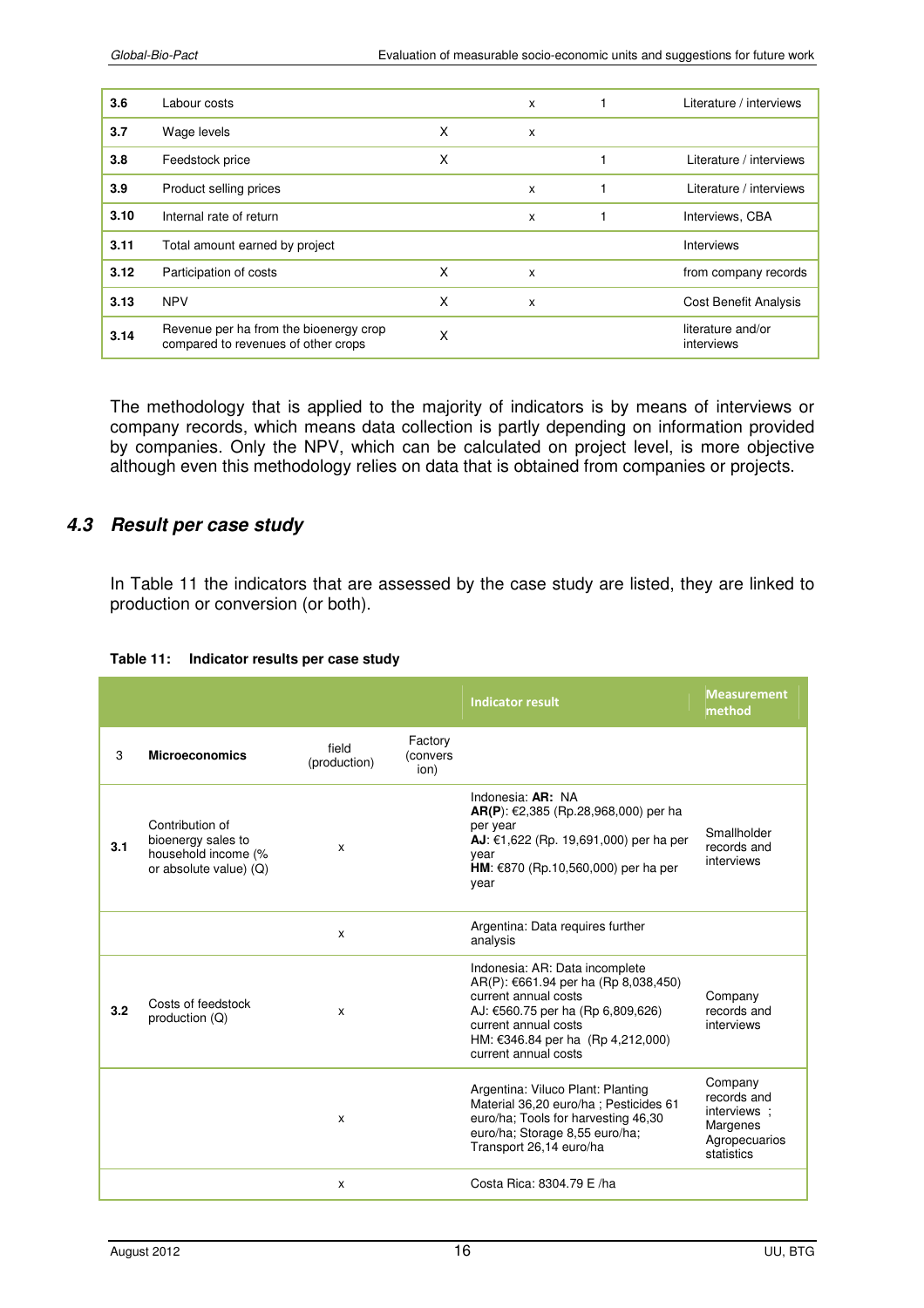| | | | | | |
|---|---|---|---|---|---|
| **3.6** | Labour costs | | x | 1 | Literature / interviews |
| **3.7** | Wage levels | X | x | | |
| **3.8** | Feedstock price | X | | 1 | Literature / interviews |
| **3.9** | Product selling prices | | x | 1 | Literature / interviews |
| **3.10** | Internal rate of return | | x | 1 | Interviews, CBA |
| **3.11** | Total amount earned by project | | | | Interviews |
| **3.12** | Participation of costs | X | x | | from company records |
| **3.13** | NPV | X | x | | Cost Benefit Analysis |
| **3.14** | Revenue per ha from the bioenergy crop compared to revenues of other crops | X | | | literature and/or interviews |

The methodology that is applied to the majority of indicators is by means of interviews or company records, which means data collection is partly depending on information provided by companies. Only the NPV, which can be calculated on project level, is more objective although even this methodology relies on data that is obtained from companies or projects.

## 4.3 *Result per case study*

In Table 11 the indicators that are assessed by the case study are listed, they are linked to production or conversion (or both).

**Table 11: Indicator results per case study**

| | | | | Indicator result | Measurement method |
|---|---|---|---|---|---|
| 3 | **Microeconomics** | field (production) | Factory (conversion) | | |
| **3.1** | Contribution of bioenergy sales to household income (% or absolute value) (Q) | x | | Indonesia: **AR:** NA<br>**AR(P)**: €2,385 (Rp.28,968,000) per ha per year<br>**AJ**: €1,622 (Rp. 19,691,000) per ha per year<br>**HM**: €870 (Rp.10,560,000) per ha per year | Smallholder records and interviews |
| | | x | | Argentina: Data requires further analysis | |
| **3.2** | Costs of feedstock production (Q) | x | | Indonesia: AR: Data incomplete<br>AR(P): €661.94 per ha (Rp 8,038,450) current annual costs<br>AJ: €560.75 per ha (Rp 6,809,626) current annual costs<br>HM: €346.84 per ha (Rp 4,212,000) current annual costs | Company records and interviews |
| | | x | | Argentina: Viluco Plant: Planting Material 36,20 euro/ha ; Pesticides 61 euro/ha; Tools for harvesting 46,30 euro/ha; Storage 8,55 euro/ha; Transport 26,14 euro/ha | Company records and interviews ; Margenes Agropecuarios statistics |
| | | x | | Costa Rica: 8304.79 E /ha | |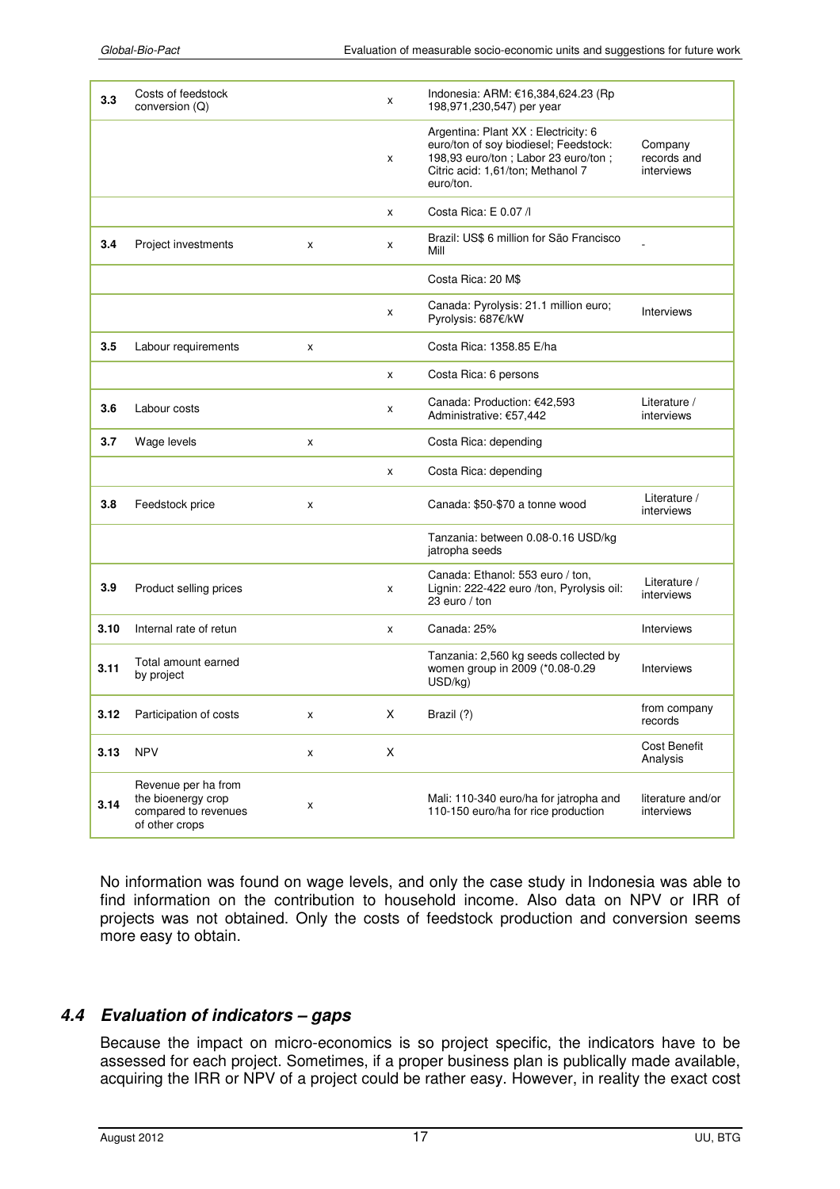| | | | | | |
|---|---|---|---|---|---|
| 3.3 | Costs of feedstock conversion (Q) | | x | Indonesia: ARM: €16,384,624.23 (Rp 198,971,230,547) per year | |
| | | | x | Argentina: Plant XX : Electricity: 6 euro/ton of soy biodiesel; Feedstock: 198,93 euro/ton ; Labor 23 euro/ton ; Citric acid: 1,61/ton; Methanol 7 euro/ton. | Company records and interviews |
| | | | x | Costa Rica: E 0.07 /l | |
| 3.4 | Project investments | x | x | Brazil: US$ 6 million for São Francisco Mill | - |
| | | | | Costa Rica: 20 M$ | |
| | | | x | Canada: Pyrolysis: 21.1 million euro; Pyrolysis: 687€/kW | Interviews |
| 3.5 | Labour requirements | x | | Costa Rica: 1358.85 E/ha | |
| | | | x | Costa Rica: 6 persons | |
| 3.6 | Labour costs | | x | Canada: Production: €42,593 Administrative: €57,442 | Literature / interviews |
| 3.7 | Wage levels | x | | Costa Rica: depending | |
| | | | x | Costa Rica: depending | |
| 3.8 | Feedstock price | x | | Canada: $50-$70 a tonne wood | Literature / interviews |
| | | | | Tanzania: between 0.08-0.16 USD/kg jatropha seeds | |
| 3.9 | Product selling prices | | x | Canada: Ethanol: 553 euro / ton, Lignin: 222-422 euro /ton, Pyrolysis oil: 23 euro / ton | Literature / interviews |
| 3.10 | Internal rate of retun | | x | Canada: 25% | Interviews |
| 3.11 | Total amount earned by project | | | Tanzania: 2,560 kg seeds collected by women group in 2009 (*0.08-0.29 USD/kg) | Interviews |
| 3.12 | Participation of costs | x | X | Brazil (?) | from company records |
| 3.13 | NPV | x | X | | Cost Benefit Analysis |
| 3.14 | Revenue per ha from the bioenergy crop compared to revenues of other crops | x | | Mali: 110-340 euro/ha for jatropha and 110-150 euro/ha for rice production | literature and/or interviews |

No information was found on wage levels, and only the case study in Indonesia was able to find information on the contribution to household income. Also data on NPV or IRR of projects was not obtained. Only the costs of feedstock production and conversion seems more easy to obtain.

## *4.4 Evaluation of indicators – gaps*

Because the impact on micro-economics is so project specific, the indicators have to be assessed for each project. Sometimes, if a proper business plan is publically made available, acquiring the IRR or NPV of a project could be rather easy. However, in reality the exact cost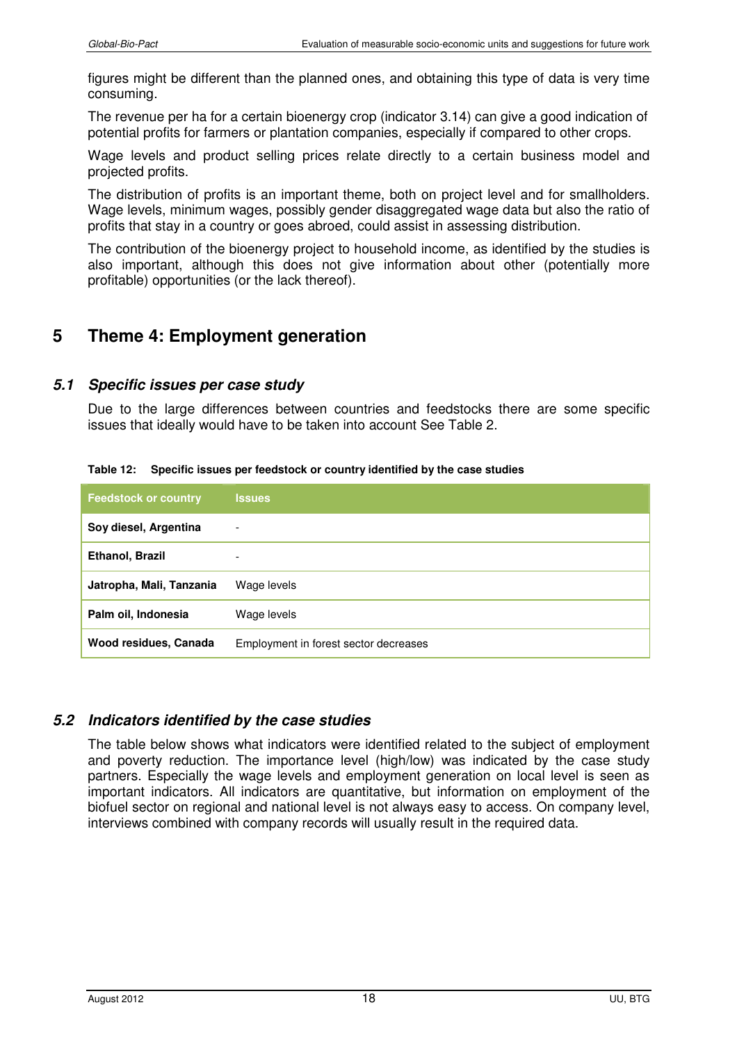figures might be different than the planned ones, and obtaining this type of data is very time consuming.

The revenue per ha for a certain bioenergy crop (indicator 3.14) can give a good indication of potential profits for farmers or plantation companies, especially if compared to other crops.

Wage levels and product selling prices relate directly to a certain business model and projected profits.

The distribution of profits is an important theme, both on project level and for smallholders. Wage levels, minimum wages, possibly gender disaggregated wage data but also the ratio of profits that stay in a country or goes abroed, could assist in assessing distribution.

The contribution of the bioenergy project to household income, as identified by the studies is also important, although this does not give information about other (potentially more profitable) opportunities (or the lack thereof).

# 5 Theme 4: Employment generation

## 5.1 Specific issues per case study

Due to the large differences between countries and feedstocks there are some specific issues that ideally would have to be taken into account See Table 2.

**Table 12: Specific issues per feedstock or country identified by the case studies**

| Feedstock or country | Issues |
|---|---|
| **Soy diesel, Argentina** | - |
| **Ethanol, Brazil** | - |
| **Jatropha, Mali, Tanzania** | Wage levels |
| **Palm oil, Indonesia** | Wage levels |
| **Wood residues, Canada** | Employment in forest sector decreases |

## 5.2 Indicators identified by the case studies

The table below shows what indicators were identified related to the subject of employment and poverty reduction. The importance level (high/low) was indicated by the case study partners. Especially the wage levels and employment generation on local level is seen as important indicators. All indicators are quantitative, but information on employment of the biofuel sector on regional and national level is not always easy to access. On company level, interviews combined with company records will usually result in the required data.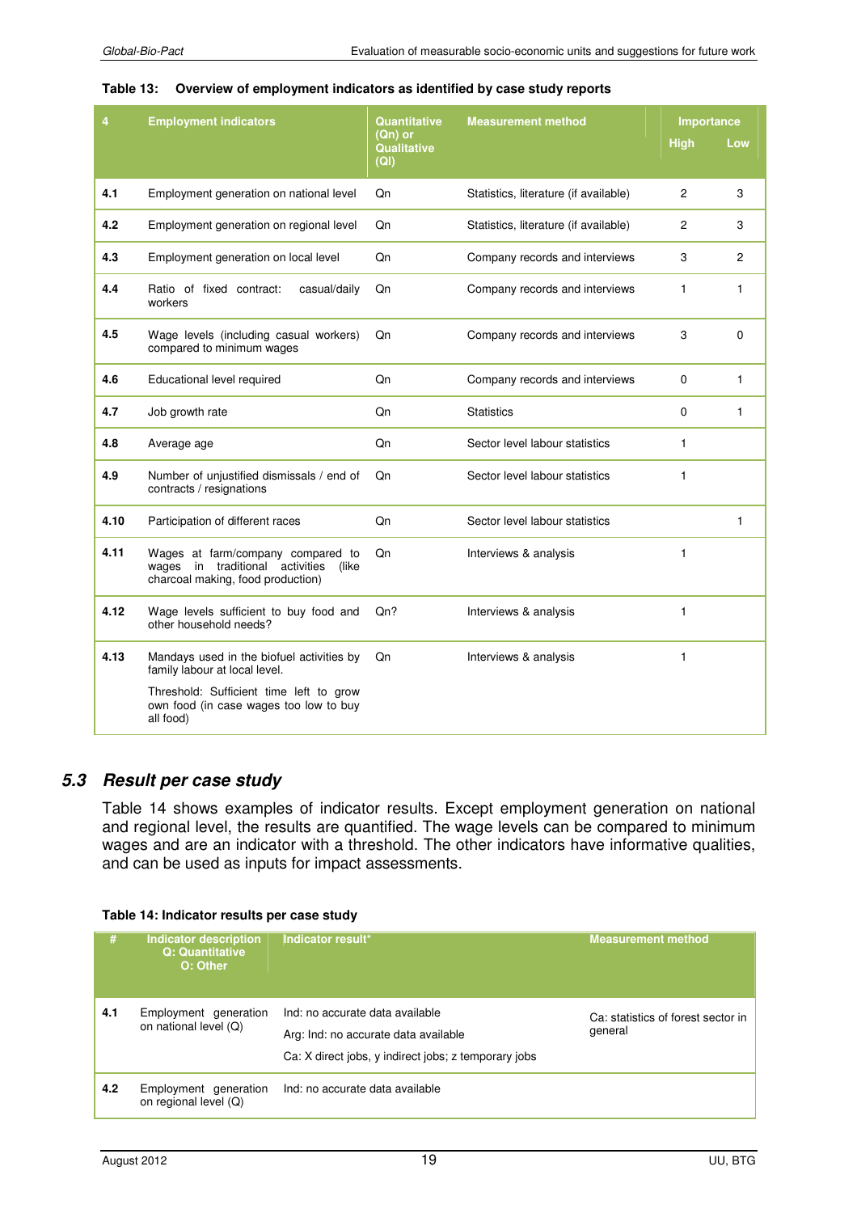**Table 13: Overview of employment indicators as identified by case study reports**

| 4 | Employment indicators | Quantitative (Qn) or Qualitative (Ql) | Measurement method | Importance | |
|---|---|---|---|---|---|
| | | | | High | Low |
| **4.1** | Employment generation on national level | Qn | Statistics, literature (if available) | 2 | 3 |
| **4.2** | Employment generation on regional level | Qn | Statistics, literature (if available) | 2 | 3 |
| **4.3** | Employment generation on local level | Qn | Company records and interviews | 3 | 2 |
| **4.4** | Ratio of fixed contract: casual/daily workers | Qn | Company records and interviews | 1 | 1 |
| **4.5** | Wage levels (including casual workers) compared to minimum wages | Qn | Company records and interviews | 3 | 0 |
| **4.6** | Educational level required | Qn | Company records and interviews | 0 | 1 |
| **4.7** | Job growth rate | Qn | Statistics | 0 | 1 |
| **4.8** | Average age | Qn | Sector level labour statistics | 1 | |
| **4.9** | Number of unjustified dismissals / end of contracts / resignations | Qn | Sector level labour statistics | 1 | |
| **4.10** | Participation of different races | Qn | Sector level labour statistics | | 1 |
| **4.11** | Wages at farm/company compared to wages in traditional activities (like charcoal making, food production) | Qn | Interviews & analysis | 1 | |
| **4.12** | Wage levels sufficient to buy food and other household needs? | Qn? | Interviews & analysis | 1 | |
| **4.13** | Mandays used in the biofuel activities by family labour at local level.<br>Threshold: Sufficient time left to grow own food (in case wages too low to buy all food) | Qn | Interviews & analysis | 1 | |

## 5.3 *Result per case study*

Table 14 shows examples of indicator results. Except employment generation on national and regional level, the results are quantified. The wage levels can be compared to minimum wages and are an indicator with a threshold. The other indicators have informative qualities, and can be used as inputs for impact assessments.

**Table 14: Indicator results per case study**

| # | Indicator description<br>Q: Quantitative<br>O: Other | Indicator result* | Measurement method |
|---|---|---|---|
| **4.1** | Employment generation on national level (Q) | Ind: no accurate data available<br>Arg: Ind: no accurate data available<br>Ca: X direct jobs, y indirect jobs; z temporary jobs | Ca: statistics of forest sector in general |
| **4.2** | Employment generation on regional level (Q) | Ind: no accurate data available | |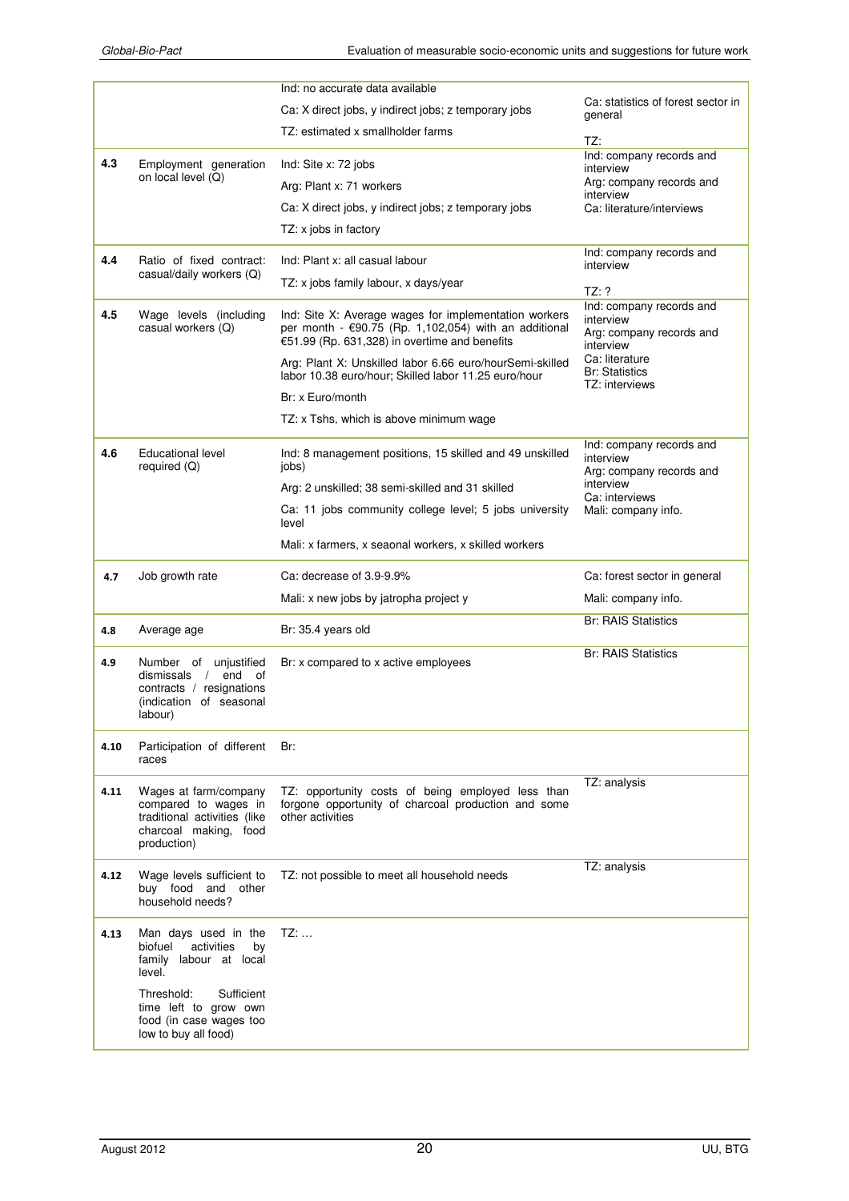| | | | |
|---|---|---|---|
| | | Ind: no accurate data available<br>Ca: X direct jobs, y indirect jobs; z temporary jobs<br>TZ: estimated x smallholder farms | Ca: statistics of forest sector in general<br>TZ: |
| 4.3 | Employment generation on local level (Q) | Ind: Site x: 72 jobs<br>Arg: Plant x: 71 workers<br>Ca: X direct jobs, y indirect jobs; z temporary jobs<br>TZ: x jobs in factory | Ind: company records and interview<br>Arg: company records and interview<br>Ca: literature/interviews |
| 4.4 | Ratio of fixed contract: casual/daily workers (Q) | Ind: Plant x: all casual labour<br>TZ: x jobs family labour, x days/year | Ind: company records and interview<br>TZ: ? |
| 4.5 | Wage levels (including casual workers (Q) | Ind: Site X: Average wages for implementation workers per month - €90.75 (Rp. 1,102,054) with an additional €51.99 (Rp. 631,328) in overtime and benefits<br>Arg: Plant X: Unskilled labor 6.66 euro/hourSemi-skilled labor 10.38 euro/hour; Skilled labor 11.25 euro/hour<br>Br: x Euro/month<br>TZ: x Tshs, which is above minimum wage | Ind: company records and interview<br>Arg: company records and interview<br>Ca: literature<br>Br: Statistics<br>TZ: interviews |
| 4.6 | Educational level required (Q) | Ind: 8 management positions, 15 skilled and 49 unskilled jobs)<br>Arg: 2 unskilled; 38 semi-skilled and 31 skilled<br>Ca: 11 jobs community college level; 5 jobs university level<br>Mali: x farmers, x seasonal workers, x skilled workers | Ind: company records and interview<br>Arg: company records and interview<br>Ca: interviews<br>Mali: company info. |
| 4.7 | Job growth rate | Ca: decrease of 3.9-9.9%<br>Mali: x new jobs by jatropha project y | Ca: forest sector in general<br>Mali: company info. |
| 4.8 | Average age | Br: 35.4 years old | Br: RAIS Statistics |
| 4.9 | Number of unjustified dismissals / end of contracts / resignations (indication of seasonal labour) | Br: x compared to x active employees | Br: RAIS Statistics |
| 4.10 | Participation of different races | Br: | |
| 4.11 | Wages at farm/company compared to wages in traditional activities (like charcoal making, food production) | TZ: opportunity costs of being employed less than forgone opportunity of charcoal production and some other activities | TZ: analysis |
| 4.12 | Wage levels sufficient to buy food and other household needs? | TZ: not possible to meet all household needs | TZ: analysis |
| 4.13 | Man days used in the biofuel activities by family labour at local level.<br>Threshold: Sufficient time left to grow own food (in case wages too low to buy all food) | TZ: … | |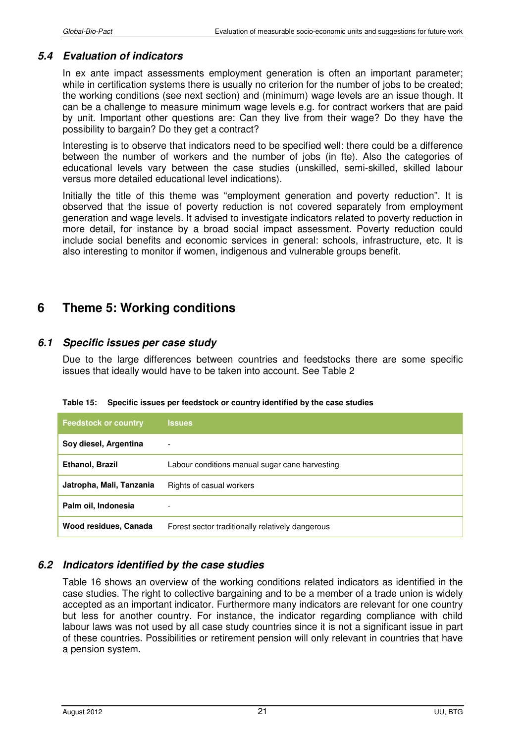### *5.4 Evaluation of indicators*

In ex ante impact assessments employment generation is often an important parameter; while in certification systems there is usually no criterion for the number of jobs to be created; the working conditions (see next section) and (minimum) wage levels are an issue though. It can be a challenge to measure minimum wage levels e.g. for contract workers that are paid by unit. Important other questions are: Can they live from their wage? Do they have the possibility to bargain? Do they get a contract?

Interesting is to observe that indicators need to be specified well: there could be a difference between the number of workers and the number of jobs (in fte). Also the categories of educational levels vary between the case studies (unskilled, semi-skilled, skilled labour versus more detailed educational level indications).

Initially the title of this theme was "employment generation and poverty reduction". It is observed that the issue of poverty reduction is not covered separately from employment generation and wage levels. It advised to investigate indicators related to poverty reduction in more detail, for instance by a broad social impact assessment. Poverty reduction could include social benefits and economic services in general: schools, infrastructure, etc. It is also interesting to monitor if women, indigenous and vulnerable groups benefit.

## 6 Theme 5: Working conditions

### *6.1 Specific issues per case study*

Due to the large differences between countries and feedstocks there are some specific issues that ideally would have to be taken into account. See Table 2

**Table 15: Specific issues per feedstock or country identified by the case studies**

| Feedstock or country | Issues |
|---|---|
| **Soy diesel, Argentina** | - |
| **Ethanol, Brazil** | Labour conditions manual sugar cane harvesting |
| **Jatropha, Mali, Tanzania** | Rights of casual workers |
| **Palm oil, Indonesia** | - |
| **Wood residues, Canada** | Forest sector traditionally relatively dangerous |

### *6.2 Indicators identified by the case studies*

Table 16 shows an overview of the working conditions related indicators as identified in the case studies. The right to collective bargaining and to be a member of a trade union is widely accepted as an important indicator. Furthermore many indicators are relevant for one country but less for another country. For instance, the indicator regarding compliance with child labour laws was not used by all case study countries since it is not a significant issue in part of these countries. Possibilities or retirement pension will only relevant in countries that have a pension system.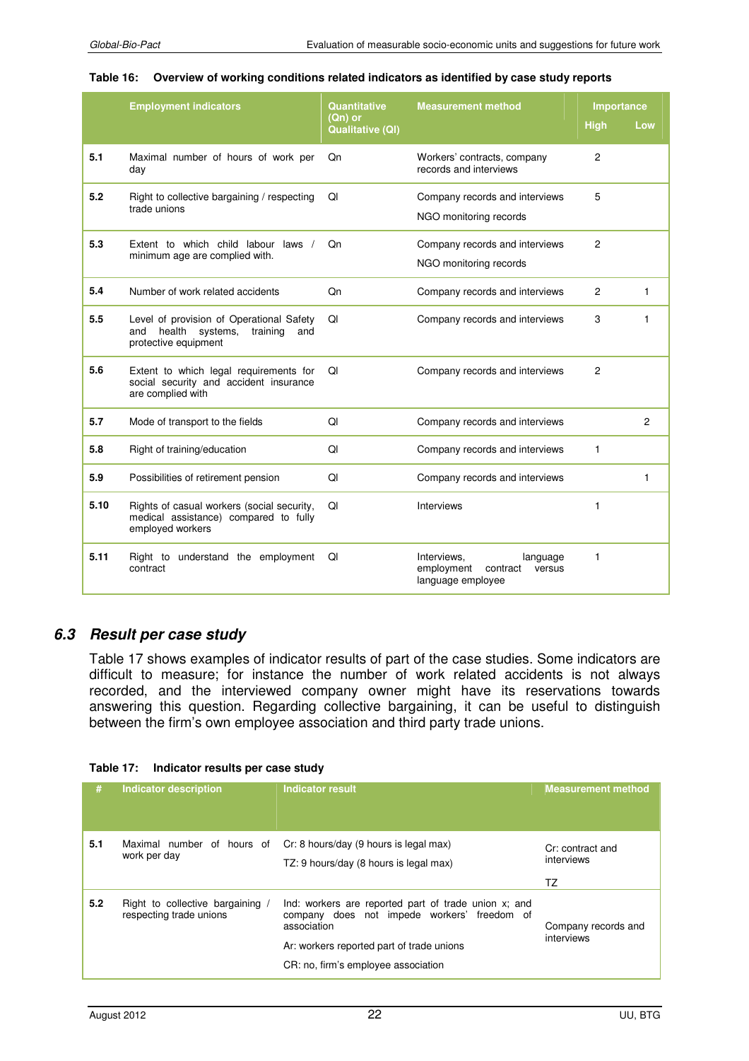**Table 16: Overview of working conditions related indicators as identified by case study reports**

| | Employment indicators | Quantitative (Qn) or Qualitative (Ql) | Measurement method | Importance | |
|---|---|---|---|---|---|
| | | | | High | Low |
| 5.1 | Maximal number of hours of work per day | Qn | Workers' contracts, company records and interviews | 2 | |
| 5.2 | Right to collective bargaining / respecting trade unions | Ql | Company records and interviews<br>NGO monitoring records | 5 | |
| 5.3 | Extent to which child labour laws / minimum age are complied with. | Qn | Company records and interviews<br>NGO monitoring records | 2 | |
| 5.4 | Number of work related accidents | Qn | Company records and interviews | 2 | 1 |
| 5.5 | Level of provision of Operational Safety and health systems, training and protective equipment | Ql | Company records and interviews | 3 | 1 |
| 5.6 | Extent to which legal requirements for social security and accident insurance are complied with | Ql | Company records and interviews | 2 | |
| 5.7 | Mode of transport to the fields | Ql | Company records and interviews | | 2 |
| 5.8 | Right of training/education | Ql | Company records and interviews | 1 | |
| 5.9 | Possibilities of retirement pension | Ql | Company records and interviews | | 1 |
| 5.10 | Rights of casual workers (social security, medical assistance) compared to fully employed workers | Ql | Interviews | 1 | |
| 5.11 | Right to understand the employment contract | Ql | Interviews, language employment contract versus language employee | 1 | |

## 6.3 Result per case study

Table 17 shows examples of indicator results of part of the case studies. Some indicators are difficult to measure; for instance the number of work related accidents is not always recorded, and the interviewed company owner might have its reservations towards answering this question. Regarding collective bargaining, it can be useful to distinguish between the firm's own employee association and third party trade unions.

**Table 17: Indicator results per case study**

| # | Indicator description | Indicator result | Measurement method |
|---|---|---|---|
| 5.1 | Maximal number of hours of work per day | Cr: 8 hours/day (9 hours is legal max)<br>TZ: 9 hours/day (8 hours is legal max) | Cr: contract and interviews<br>TZ |
| 5.2 | Right to collective bargaining / respecting trade unions | Ind: workers are reported part of trade union x; and company does not impede workers' freedom of association<br>Ar: workers reported part of trade unions<br>CR: no, firm's employee association | Company records and interviews |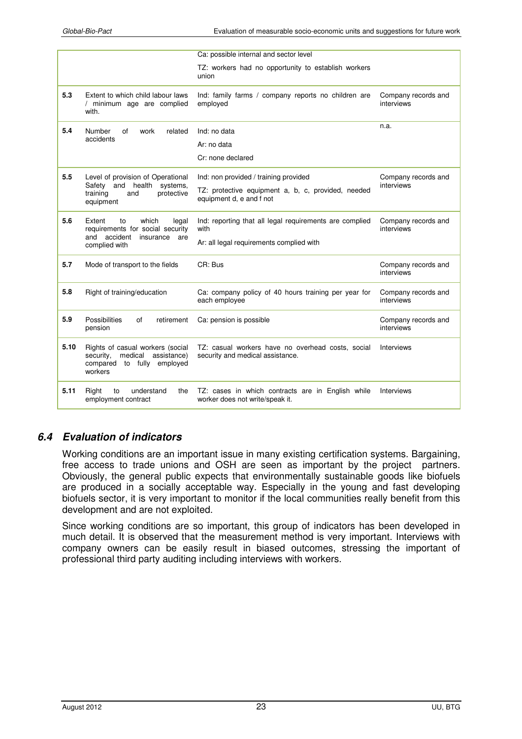| | | | |
|---|---|---|---|
| | | Ca: possible internal and sector level<br><br>TZ: workers had no opportunity to establish workers union | |
| **5.3** | Extent to which child labour laws / minimum age are complied with. | Ind: family farms / company reports no children are employed | Company records and interviews |
| **5.4** | Number of work related accidents | Ind: no data<br><br>Ar: no data<br><br>Cr: none declared | n.a. |
| **5.5** | Level of provision of Operational Safety and health systems, training and protective equipment | Ind: non provided / training provided<br><br>TZ: protective equipment a, b, c, provided, needed equipment d, e and f not | Company records and interviews |
| **5.6** | Extent to which legal requirements for social security and accident insurance are complied with | Ind: reporting that all legal requirements are complied with<br><br>Ar: all legal requirements complied with | Company records and interviews |
| **5.7** | Mode of transport to the fields | CR: Bus | Company records and interviews |
| **5.8** | Right of training/education | Ca: company policy of 40 hours training per year for each employee | Company records and interviews |
| **5.9** | Possibilities of retirement pension | Ca: pension is possible | Company records and interviews |
| **5.10** | Rights of casual workers (social security, medical assistance) compared to fully employed workers | TZ: casual workers have no overhead costs, social security and medical assistance. | Interviews |
| **5.11** | Right to understand the employment contract | TZ: cases in which contracts are in English while worker does not write/speak it. | Interviews |

## 6.4 Evaluation of indicators

Working conditions are an important issue in many existing certification systems. Bargaining, free access to trade unions and OSH are seen as important by the project partners. Obviously, the general public expects that environmentally sustainable goods like biofuels are produced in a socially acceptable way. Especially in the young and fast developing biofuels sector, it is very important to monitor if the local communities really benefit from this development and are not exploited.

Since working conditions are so important, this group of indicators has been developed in much detail. It is observed that the measurement method is very important. Interviews with company owners can be easily result in biased outcomes, stressing the important of professional third party auditing including interviews with workers.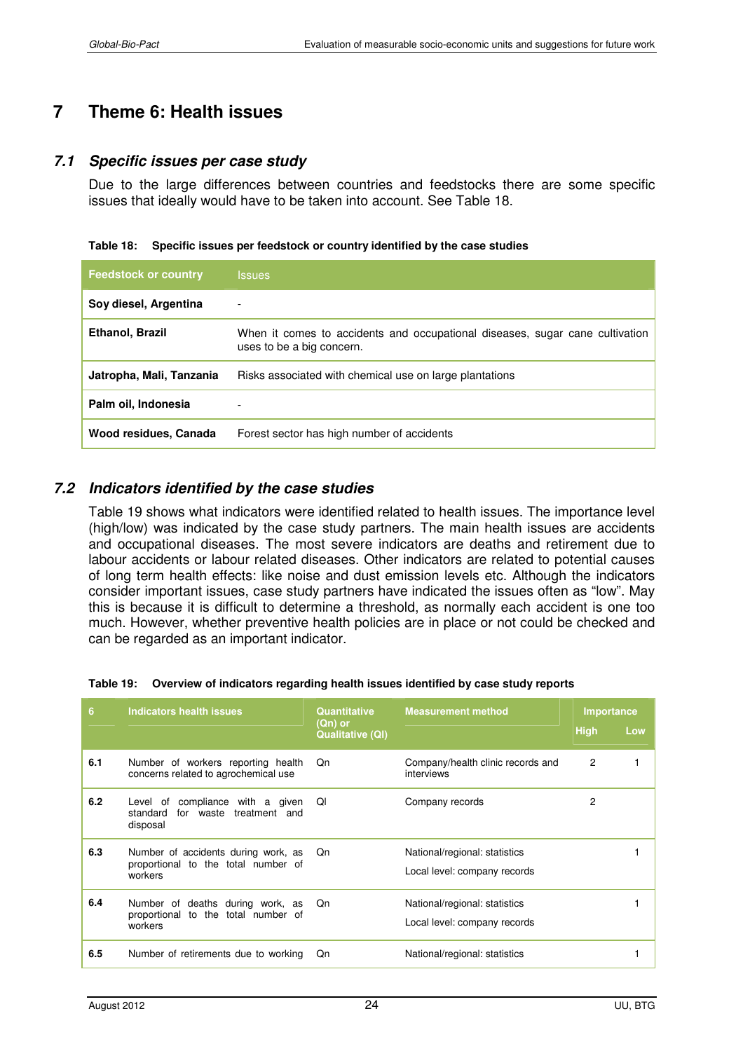# 7 Theme 6: Health issues

## 7.1 *Specific issues per case study*

Due to the large differences between countries and feedstocks there are some specific issues that ideally would have to be taken into account. See Table 18.

**Table 18: Specific issues per feedstock or country identified by the case studies**

| Feedstock or country | Issues |
|---|---|
| **Soy diesel, Argentina** | - |
| **Ethanol, Brazil** | When it comes to accidents and occupational diseases, sugar cane cultivation uses to be a big concern. |
| **Jatropha, Mali, Tanzania** | Risks associated with chemical use on large plantations |
| **Palm oil, Indonesia** | - |
| **Wood residues, Canada** | Forest sector has high number of accidents |

## 7.2 *Indicators identified by the case studies*

Table 19 shows what indicators were identified related to health issues. The importance level (high/low) was indicated by the case study partners. The main health issues are accidents and occupational diseases. The most severe indicators are deaths and retirement due to labour accidents or labour related diseases. Other indicators are related to potential causes of long term health effects: like noise and dust emission levels etc. Although the indicators consider important issues, case study partners have indicated the issues often as "low". May this is because it is difficult to determine a threshold, as normally each accident is one too much. However, whether preventive health policies are in place or not could be checked and can be regarded as an important indicator.

**Table 19: Overview of indicators regarding health issues identified by case study reports**

| 6 | Indicators health issues | Quantitative (Qn) or Qualitative (Ql) | Measurement method | Importance | |
|---|---|---|---|---|---|
| | | | | High | Low |
| **6.1** | Number of workers reporting health concerns related to agrochemical use | Qn | Company/health clinic records and interviews | 2 | 1 |
| **6.2** | Level of compliance with a given standard for waste treatment and disposal | Ql | Company records | 2 | |
| **6.3** | Number of accidents during work, as proportional to the total number of workers | Qn | National/regional: statistics<br>Local level: company records | | 1 |
| **6.4** | Number of deaths during work, as proportional to the total number of workers | Qn | National/regional: statistics<br>Local level: company records | | 1 |
| **6.5** | Number of retirements due to working | Qn | National/regional: statistics | | 1 |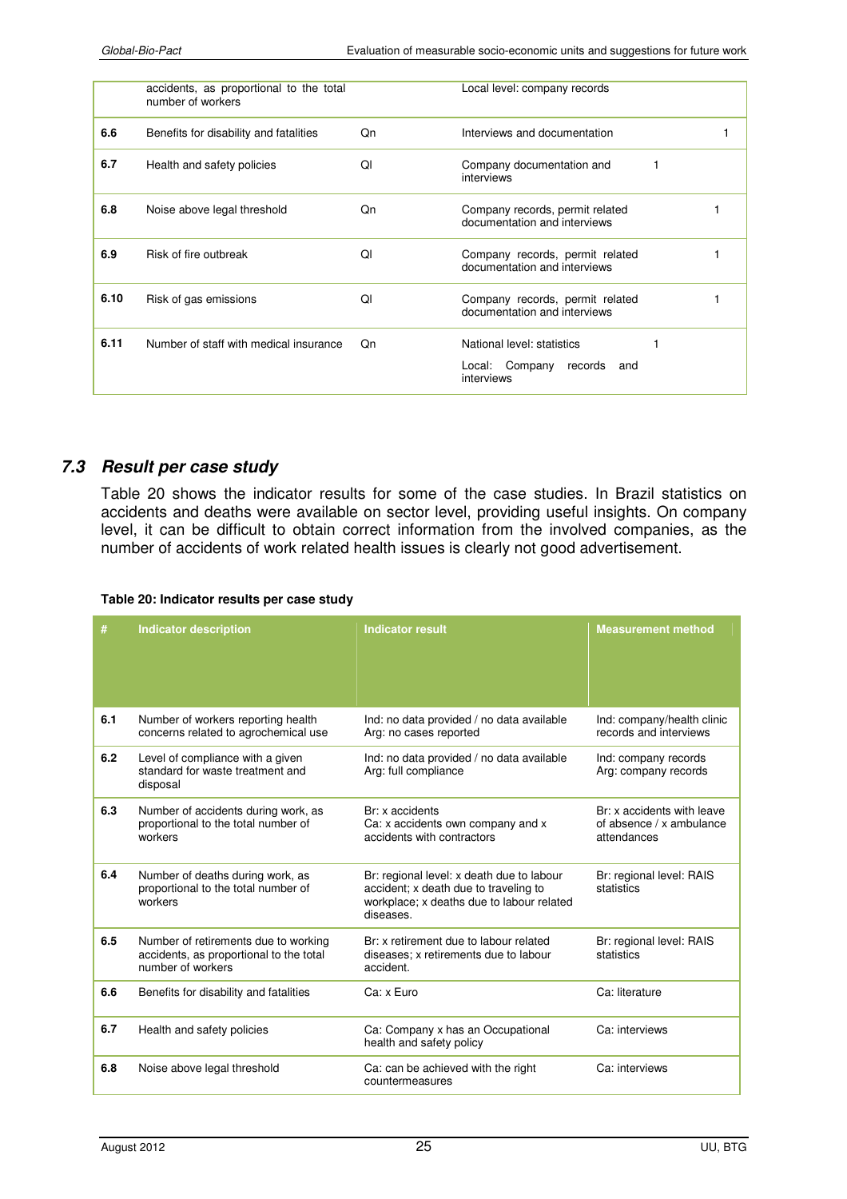| # | Indicator | Type | Data source | | | |
|---|---|---|---|---|---|---|
| | accidents, as proportional to the total number of workers | | Local level: company records | | | |
| 6.6 | Benefits for disability and fatalities | Qn | Interviews and documentation | | | 1 |
| 6.7 | Health and safety policies | Ql | Company documentation and interviews | 1 | | |
| 6.8 | Noise above legal threshold | Qn | Company records, permit related documentation and interviews | | 1 | |
| 6.9 | Risk of fire outbreak | Ql | Company records, permit related documentation and interviews | | 1 | |
| 6.10 | Risk of gas emissions | Ql | Company records, permit related documentation and interviews | | 1 | |
| 6.11 | Number of staff with medical insurance | Qn | National level: statistics<br>Local: Company records and interviews | 1 | | |

## *7.3 Result per case study*

Table 20 shows the indicator results for some of the case studies. In Brazil statistics on accidents and deaths were available on sector level, providing useful insights. On company level, it can be difficult to obtain correct information from the involved companies, as the number of accidents of work related health issues is clearly not good advertisement.

**Table 20: Indicator results per case study**

| # | Indicator description | Indicator result | Measurement method |
|---|---|---|---|
| 6.1 | Number of workers reporting health concerns related to agrochemical use | Ind: no data provided / no data available<br>Arg: no cases reported | Ind: company/health clinic records and interviews |
| 6.2 | Level of compliance with a given standard for waste treatment and disposal | Ind: no data provided / no data available<br>Arg: full compliance | Ind: company records<br>Arg: company records |
| 6.3 | Number of accidents during work, as proportional to the total number of workers | Br: x accidents<br>Ca: x accidents own company and x accidents with contractors | Br: x accidents with leave of absence / x ambulance attendances |
| 6.4 | Number of deaths during work, as proportional to the total number of workers | Br: regional level: x death due to labour accident; x death due to traveling to workplace; x deaths due to labour related diseases. | Br: regional level: RAIS statistics |
| 6.5 | Number of retirements due to working accidents, as proportional to the total number of workers | Br: x retirement due to labour related diseases; x retirements due to labour accident. | Br: regional level: RAIS statistics |
| 6.6 | Benefits for disability and fatalities | Ca: x Euro | Ca: literature |
| 6.7 | Health and safety policies | Ca: Company x has an Occupational health and safety policy | Ca: interviews |
| 6.8 | Noise above legal threshold | Ca: can be achieved with the right countermeasures | Ca: interviews |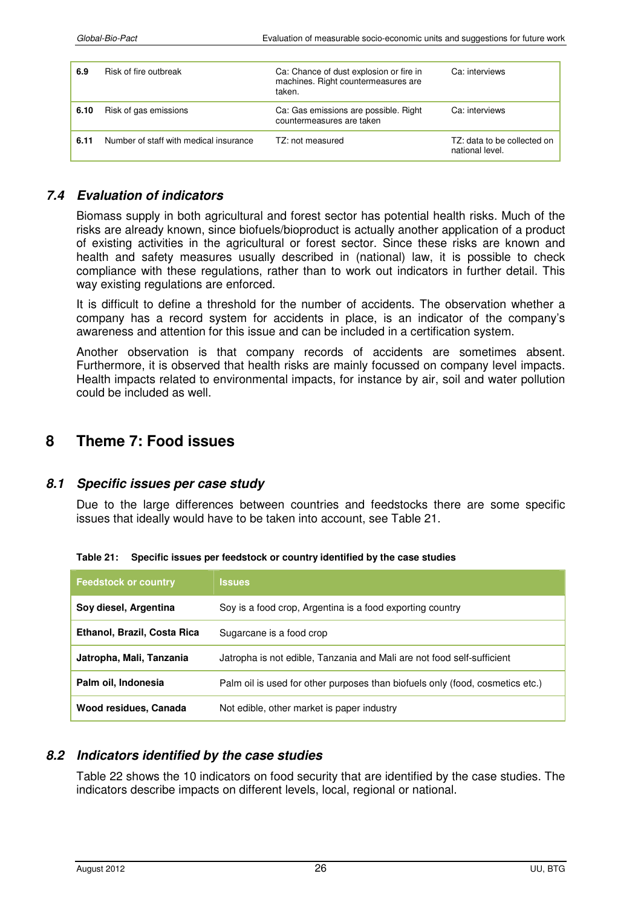| | | | |
|---|---|---|---|
| **6.9** | Risk of fire outbreak | Ca: Chance of dust explosion or fire in machines. Right countermeasures are taken. | Ca: interviews |
| **6.10** | Risk of gas emissions | Ca: Gas emissions are possible. Right countermeasures are taken | Ca: interviews |
| **6.11** | Number of staff with medical insurance | TZ: not measured | TZ: data to be collected on national level. |

### *7.4 Evaluation of indicators*

Biomass supply in both agricultural and forest sector has potential health risks. Much of the risks are already known, since biofuels/bioproduct is actually another application of a product of existing activities in the agricultural or forest sector. Since these risks are known and health and safety measures usually described in (national) law, it is possible to check compliance with these regulations, rather than to work out indicators in further detail. This way existing regulations are enforced.

It is difficult to define a threshold for the number of accidents. The observation whether a company has a record system for accidents in place, is an indicator of the company's awareness and attention for this issue and can be included in a certification system.

Another observation is that company records of accidents are sometimes absent. Furthermore, it is observed that health risks are mainly focussed on company level impacts. Health impacts related to environmental impacts, for instance by air, soil and water pollution could be included as well.

## 8 Theme 7: Food issues

### *8.1 Specific issues per case study*

Due to the large differences between countries and feedstocks there are some specific issues that ideally would have to be taken into account, see Table 21.

**Table 21: Specific issues per feedstock or country identified by the case studies**

| Feedstock or country | Issues |
|---|---|
| **Soy diesel, Argentina** | Soy is a food crop, Argentina is a food exporting country |
| **Ethanol, Brazil, Costa Rica** | Sugarcane is a food crop |
| **Jatropha, Mali, Tanzania** | Jatropha is not edible, Tanzania and Mali are not food self-sufficient |
| **Palm oil, Indonesia** | Palm oil is used for other purposes than biofuels only (food, cosmetics etc.) |
| **Wood residues, Canada** | Not edible, other market is paper industry |

### *8.2 Indicators identified by the case studies*

Table 22 shows the 10 indicators on food security that are identified by the case studies. The indicators describe impacts on different levels, local, regional or national.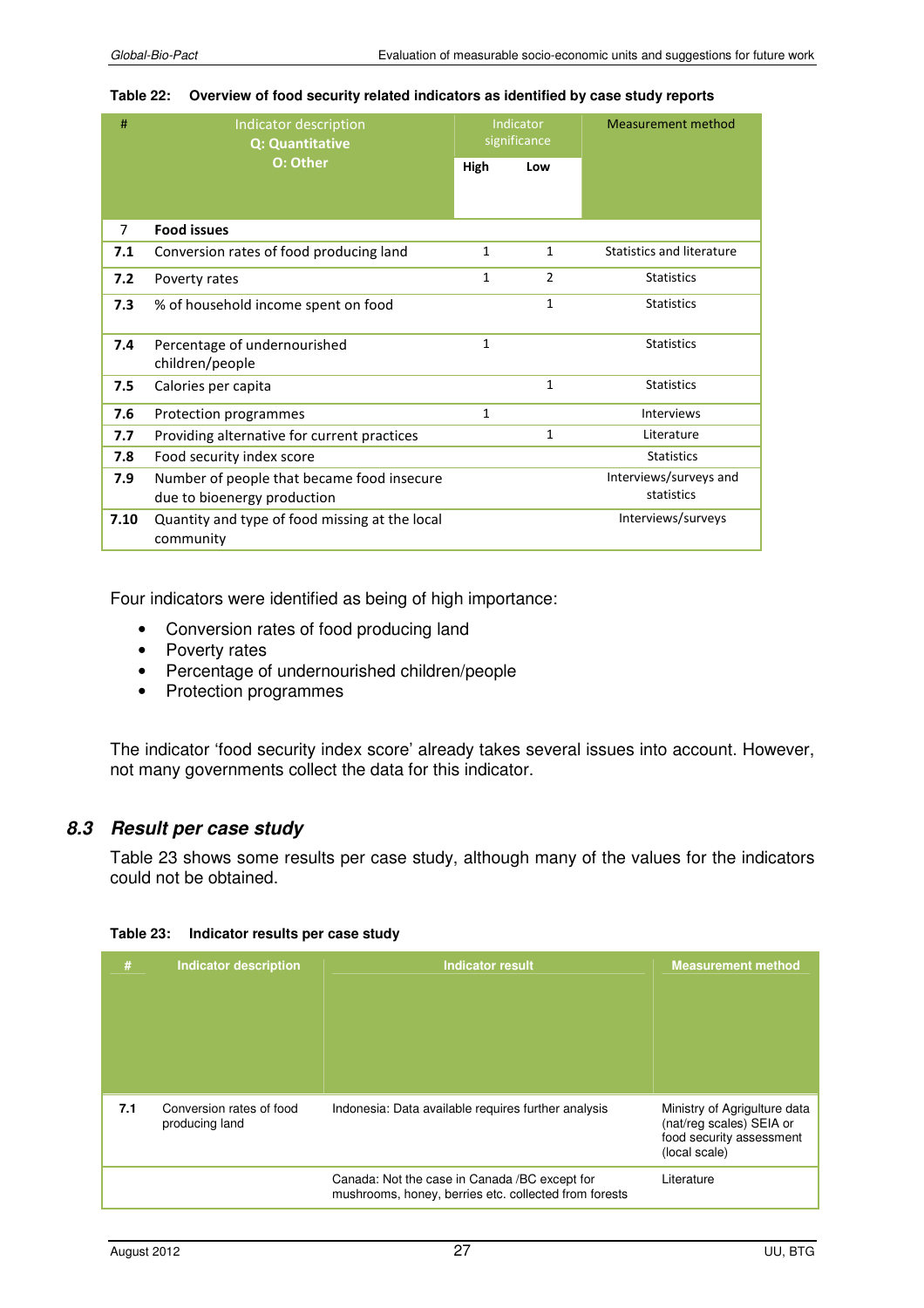**Table 22: Overview of food security related indicators as identified by case study reports**

| # | Indicator description<br>Q: Quantitative<br>O: Other | Indicator significance | | Measurement method |
|---|---|---|---|---|
| | | High | Low | |
| 7 | **Food issues** | | | |
| **7.1** | Conversion rates of food producing land | 1 | 1 | Statistics and literature |
| **7.2** | Poverty rates | 1 | 2 | Statistics |
| **7.3** | % of household income spent on food | | 1 | Statistics |
| **7.4** | Percentage of undernourished children/people | 1 | | Statistics |
| **7.5** | Calories per capita | | 1 | Statistics |
| **7.6** | Protection programmes | 1 | | Interviews |
| **7.7** | Providing alternative for current practices | | 1 | Literature |
| **7.8** | Food security index score | | | Statistics |
| **7.9** | Number of people that became food insecure due to bioenergy production | | | Interviews/surveys and statistics |
| **7.10** | Quantity and type of food missing at the local community | | | Interviews/surveys |

Four indicators were identified as being of high importance:

- Conversion rates of food producing land
- Poverty rates
- Percentage of undernourished children/people
- Protection programmes

The indicator 'food security index score' already takes several issues into account. However, not many governments collect the data for this indicator.

## 8.3 *Result per case study*

Table 23 shows some results per case study, although many of the values for the indicators could not be obtained.

**Table 23: Indicator results per case study**

| # | Indicator description | Indicator result | Measurement method |
|---|---|---|---|
| 7.1 | Conversion rates of food producing land | Indonesia: Data available requires further analysis | Ministry of Agrigulture data (nat/reg scales) SEIA or food security assessment (local scale) |
| | | Canada: Not the case in Canada /BC except for mushrooms, honey, berries etc. collected from forests | Literature |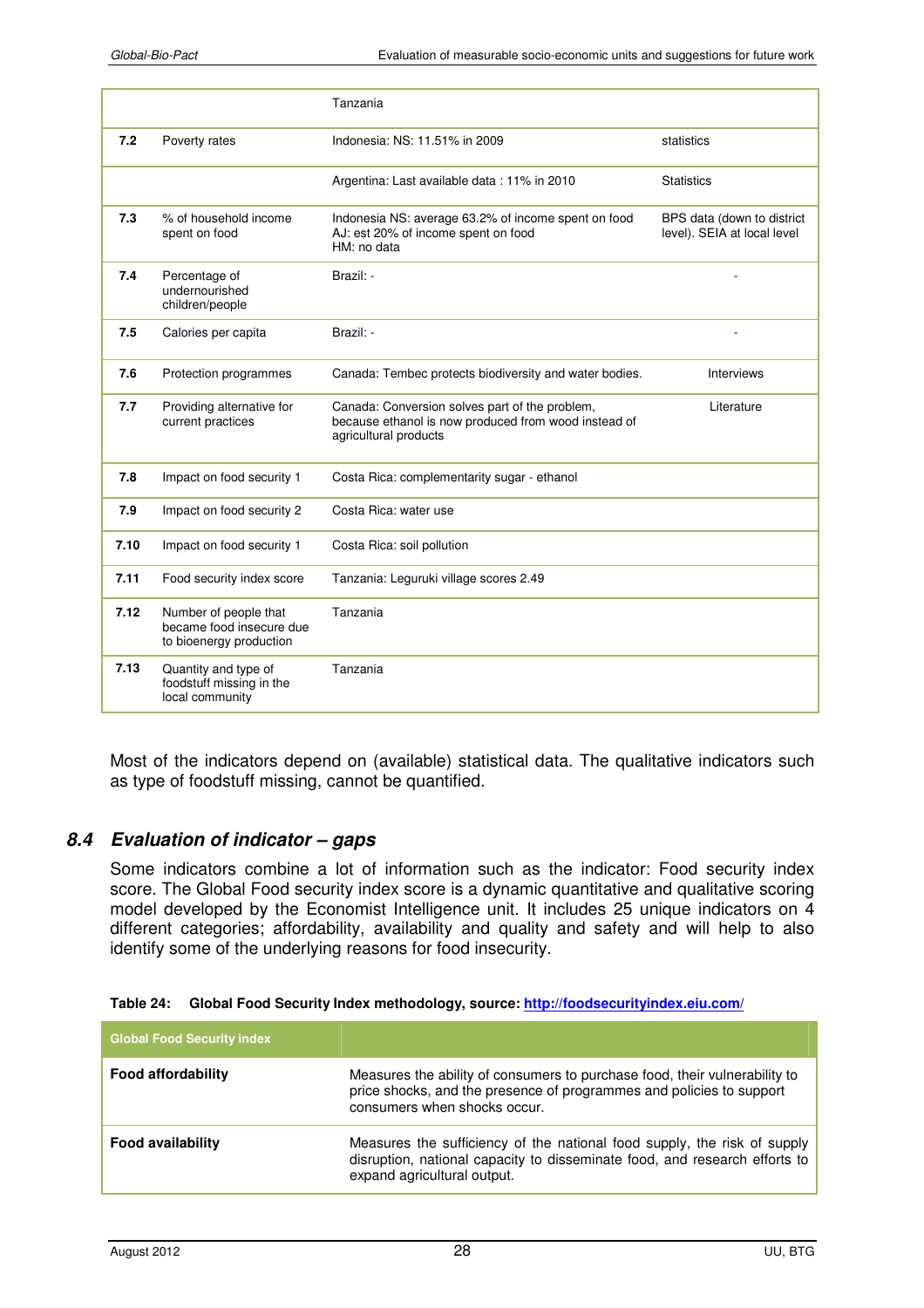| | | | |
|---|---|---|---|
| | | Tanzania | |
| **7.2** | Poverty rates | Indonesia: NS: 11.51% in 2009 | statistics |
| | | Argentina: Last available data : 11% in 2010 | Statistics |
| **7.3** | % of household income spent on food | Indonesia NS: average 63.2% of income spent on food<br>AJ: est 20% of income spent on food<br>HM: no data | BPS data (down to district level). SEIA at local level |
| **7.4** | Percentage of undernourished children/people | Brazil: - | - |
| **7.5** | Calories per capita | Brazil: - | - |
| **7.6** | Protection programmes | Canada: Tembec protects biodiversity and water bodies. | Interviews |
| **7.7** | Providing alternative for current practices | Canada: Conversion solves part of the problem, because ethanol is now produced from wood instead of agricultural products | Literature |
| **7.8** | Impact on food security 1 | Costa Rica: complementarity sugar - ethanol | |
| **7.9** | Impact on food security 2 | Costa Rica: water use | |
| **7.10** | Impact on food security 1 | Costa Rica: soil pollution | |
| **7.11** | Food security index score | Tanzania: Leguruki village scores 2.49 | |
| **7.12** | Number of people that became food insecure due to bioenergy production | Tanzania | |
| **7.13** | Quantity and type of foodstuff missing in the local community | Tanzania | |

Most of the indicators depend on (available) statistical data. The qualitative indicators such as type of foodstuff missing, cannot be quantified.

## *8.4 Evaluation of indicator – gaps*

Some indicators combine a lot of information such as the indicator: Food security index score. The Global Food security index score is a dynamic quantitative and qualitative scoring model developed by the Economist Intelligence unit. It includes 25 unique indicators on 4 different categories; affordability, availability and quality and safety and will help to also identify some of the underlying reasons for food insecurity.

**Table 24: Global Food Security Index methodology, source: http://foodsecurityindex.eiu.com/**

| Global Food Security index | |
|---|---|
| **Food affordability** | Measures the ability of consumers to purchase food, their vulnerability to price shocks, and the presence of programmes and policies to support consumers when shocks occur. |
| **Food availability** | Measures the sufficiency of the national food supply, the risk of supply disruption, national capacity to disseminate food, and research efforts to expand agricultural output. |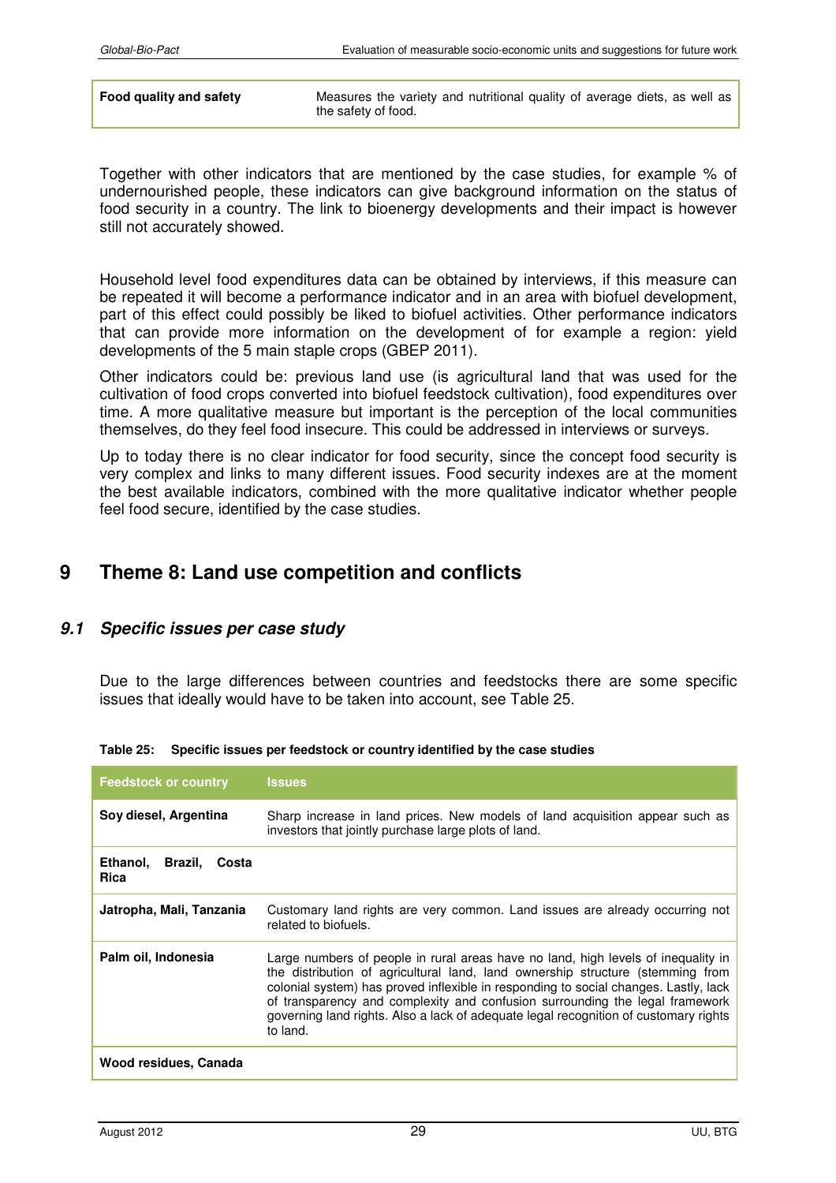| Food quality and safety | Measures the variety and nutritional quality of average diets, as well as the safety of food. |
|---|---|

Together with other indicators that are mentioned by the case studies, for example % of undernourished people, these indicators can give background information on the status of food security in a country. The link to bioenergy developments and their impact is however still not accurately showed.

Household level food expenditures data can be obtained by interviews, if this measure can be repeated it will become a performance indicator and in an area with biofuel development, part of this effect could possibly be liked to biofuel activities. Other performance indicators that can provide more information on the development of for example a region: yield developments of the 5 main staple crops (GBEP 2011).

Other indicators could be: previous land use (is agricultural land that was used for the cultivation of food crops converted into biofuel feedstock cultivation), food expenditures over time. A more qualitative measure but important is the perception of the local communities themselves, do they feel food insecure. This could be addressed in interviews or surveys.

Up to today there is no clear indicator for food security, since the concept food security is very complex and links to many different issues. Food security indexes are at the moment the best available indicators, combined with the more qualitative indicator whether people feel food secure, identified by the case studies.

# 9 Theme 8: Land use competition and conflicts

## 9.1 Specific issues per case study

Due to the large differences between countries and feedstocks there are some specific issues that ideally would have to be taken into account, see Table 25.

**Table 25: Specific issues per feedstock or country identified by the case studies**

| Feedstock or country | Issues |
|---|---|
| **Soy diesel, Argentina** | Sharp increase in land prices. New models of land acquisition appear such as investors that jointly purchase large plots of land. |
| **Ethanol, Brazil, Costa Rica** | |
| **Jatropha, Mali, Tanzania** | Customary land rights are very common. Land issues are already occurring not related to biofuels. |
| **Palm oil, Indonesia** | Large numbers of people in rural areas have no land, high levels of inequality in the distribution of agricultural land, land ownership structure (stemming from colonial system) has proved inflexible in responding to social changes. Lastly, lack of transparency and complexity and confusion surrounding the legal framework governing land rights. Also a lack of adequate legal recognition of customary rights to land. |
| **Wood residues, Canada** | |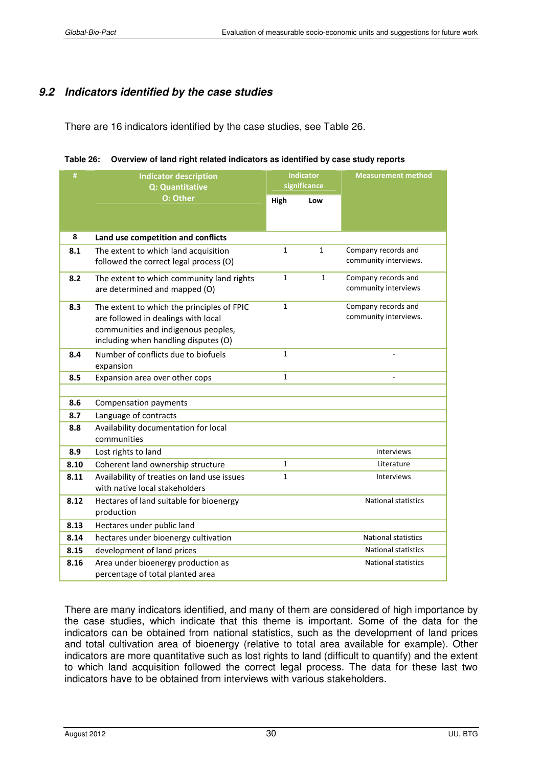### 9.2 *Indicators identified by the case studies*

There are 16 indicators identified by the case studies, see Table 26.

**Table 26: Overview of land right related indicators as identified by case study reports**

| # | Indicator description<br>Q: Quantitative<br>O: Other | Indicator significance | | Measurement method |
|---|---|---|---|---|
| | | High | Low | |
| 8 | **Land use competition and conflicts** | | | |
| 8.1 | The extent to which land acquisition followed the correct legal process (O) | 1 | 1 | Company records and community interviews. |
| 8.2 | The extent to which community land rights are determined and mapped (O) | 1 | 1 | Company records and community interviews |
| 8.3 | The extent to which the principles of FPIC are followed in dealings with local communities and indigenous peoples, including when handling disputes (O) | 1 | | Company records and community interviews. |
| 8.4 | Number of conflicts due to biofuels expansion | 1 | | - |
| 8.5 | Expansion area over other cops | 1 | | - |
| | | | | |
| 8.6 | Compensation payments | | | |
| 8.7 | Language of contracts | | | |
| 8.8 | Availability documentation for local communities | | | |
| 8.9 | Lost rights to land | | | interviews |
| 8.10 | Coherent land ownership structure | 1 | | Literature |
| 8.11 | Availability of treaties on land use issues with native local stakeholders | 1 | | Interviews |
| 8.12 | Hectares of land suitable for bioenergy production | | | National statistics |
| 8.13 | Hectares under public land | | | |
| 8.14 | hectares under bioenergy cultivation | | | National statistics |
| 8.15 | development of land prices | | | National statistics |
| 8.16 | Area under bioenergy production as percentage of total planted area | | | National statistics |

There are many indicators identified, and many of them are considered of high importance by the case studies, which indicate that this theme is important. Some of the data for the indicators can be obtained from national statistics, such as the development of land prices and total cultivation area of bioenergy (relative to total area available for example). Other indicators are more quantitative such as lost rights to land (difficult to quantify) and the extent to which land acquisition followed the correct legal process. The data for these last two indicators have to be obtained from interviews with various stakeholders.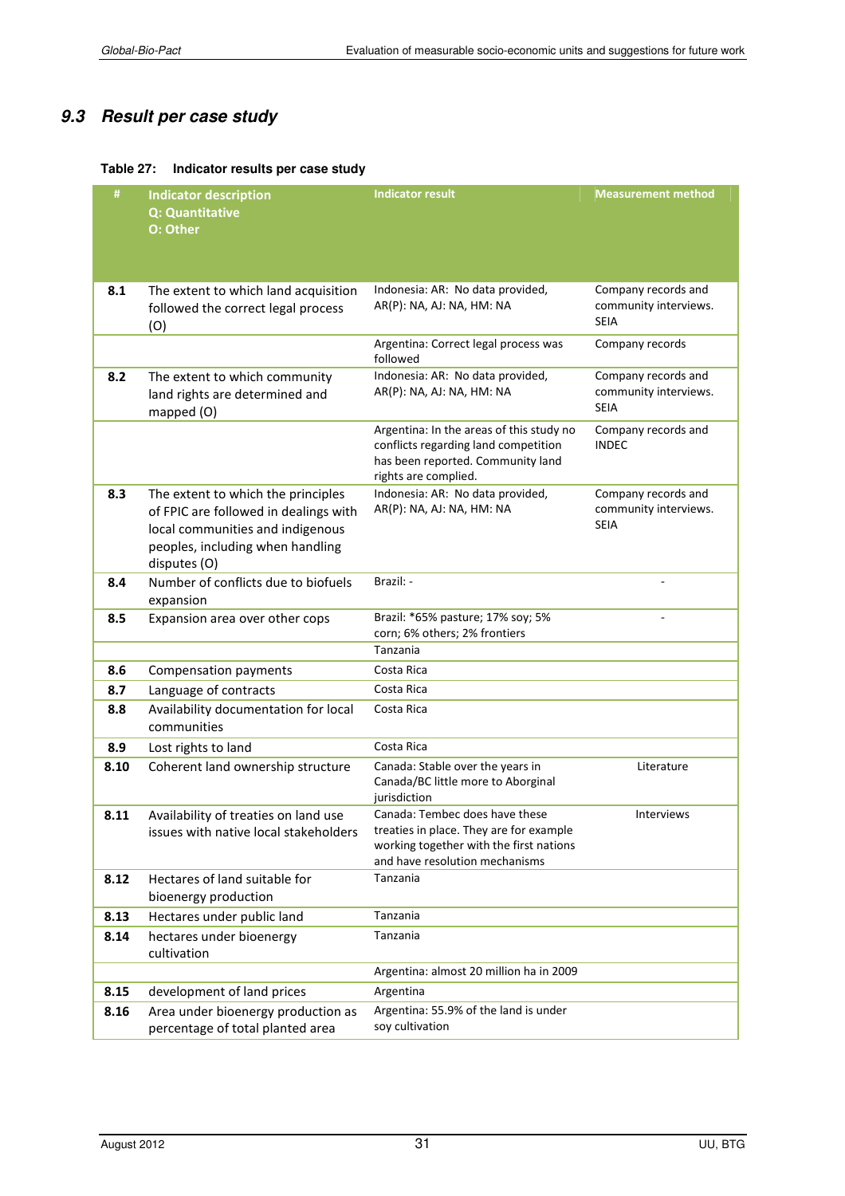## 9.3 Result per case study

**Table 27: Indicator results per case study**

| # | Indicator description<br>Q: Quantitative<br>O: Other | Indicator result | Measurement method |
|---|---|---|---|
| **8.1** | The extent to which land acquisition followed the correct legal process (O) | Indonesia: AR: No data provided, AR(P): NA, AJ: NA, HM: NA | Company records and community interviews. SEIA |
| | | Argentina: Correct legal process was followed | Company records |
| **8.2** | The extent to which community land rights are determined and mapped (O) | Indonesia: AR: No data provided, AR(P): NA, AJ: NA, HM: NA | Company records and community interviews. SEIA |
| | | Argentina: In the areas of this study no conflicts regarding land competition has been reported. Community land rights are complied. | Company records and INDEC |
| **8.3** | The extent to which the principles of FPIC are followed in dealings with local communities and indigenous peoples, including when handling disputes (O) | Indonesia: AR: No data provided, AR(P): NA, AJ: NA, HM: NA | Company records and community interviews. SEIA |
| **8.4** | Number of conflicts due to biofuels expansion | Brazil: - | - |
| **8.5** | Expansion area over other cops | Brazil: *65% pasture; 17% soy; 5% corn; 6% others; 2% frontiers | - |
| | | Tanzania | |
| **8.6** | Compensation payments | Costa Rica | |
| **8.7** | Language of contracts | Costa Rica | |
| **8.8** | Availability documentation for local communities | Costa Rica | |
| **8.9** | Lost rights to land | Costa Rica | |
| **8.10** | Coherent land ownership structure | Canada: Stable over the years in Canada/BC little more to Aborginal jurisdiction | Literature |
| **8.11** | Availability of treaties on land use issues with native local stakeholders | Canada: Tembec does have these treaties in place. They are for example working together with the first nations and have resolution mechanisms | Interviews |
| **8.12** | Hectares of land suitable for bioenergy production | Tanzania | |
| **8.13** | Hectares under public land | Tanzania | |
| **8.14** | hectares under bioenergy cultivation | Tanzania | |
| | | Argentina: almost 20 million ha in 2009 | |
| **8.15** | development of land prices | Argentina | |
| **8.16** | Area under bioenergy production as percentage of total planted area | Argentina: 55.9% of the land is under soy cultivation | |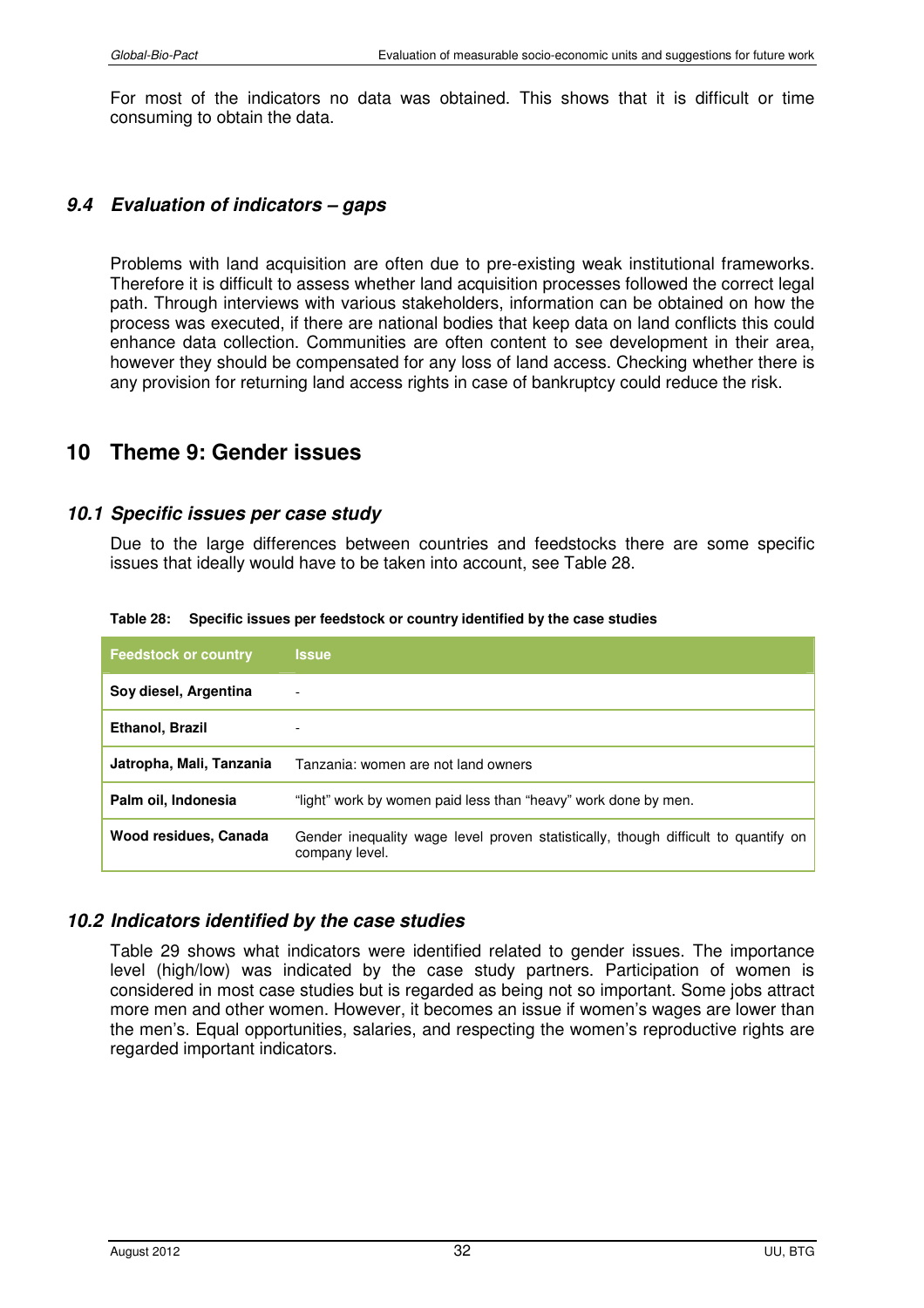For most of the indicators no data was obtained. This shows that it is difficult or time consuming to obtain the data.

### *9.4 Evaluation of indicators – gaps*

Problems with land acquisition are often due to pre-existing weak institutional frameworks. Therefore it is difficult to assess whether land acquisition processes followed the correct legal path. Through interviews with various stakeholders, information can be obtained on how the process was executed, if there are national bodies that keep data on land conflicts this could enhance data collection. Communities are often content to see development in their area, however they should be compensated for any loss of land access. Checking whether there is any provision for returning land access rights in case of bankruptcy could reduce the risk.

## 10 Theme 9: Gender issues

### *10.1 Specific issues per case study*

Due to the large differences between countries and feedstocks there are some specific issues that ideally would have to be taken into account, see Table 28.

**Table 28: Specific issues per feedstock or country identified by the case studies**

| Feedstock or country | Issue |
|---|---|
| **Soy diesel, Argentina** | - |
| **Ethanol, Brazil** | - |
| **Jatropha, Mali, Tanzania** | Tanzania: women are not land owners |
| **Palm oil, Indonesia** | “light” work by women paid less than “heavy” work done by men. |
| **Wood residues, Canada** | Gender inequality wage level proven statistically, though difficult to quantify on company level. |

### *10.2 Indicators identified by the case studies*

Table 29 shows what indicators were identified related to gender issues. The importance level (high/low) was indicated by the case study partners. Participation of women is considered in most case studies but is regarded as being not so important. Some jobs attract more men and other women. However, it becomes an issue if women’s wages are lower than the men’s. Equal opportunities, salaries, and respecting the women’s reproductive rights are regarded important indicators.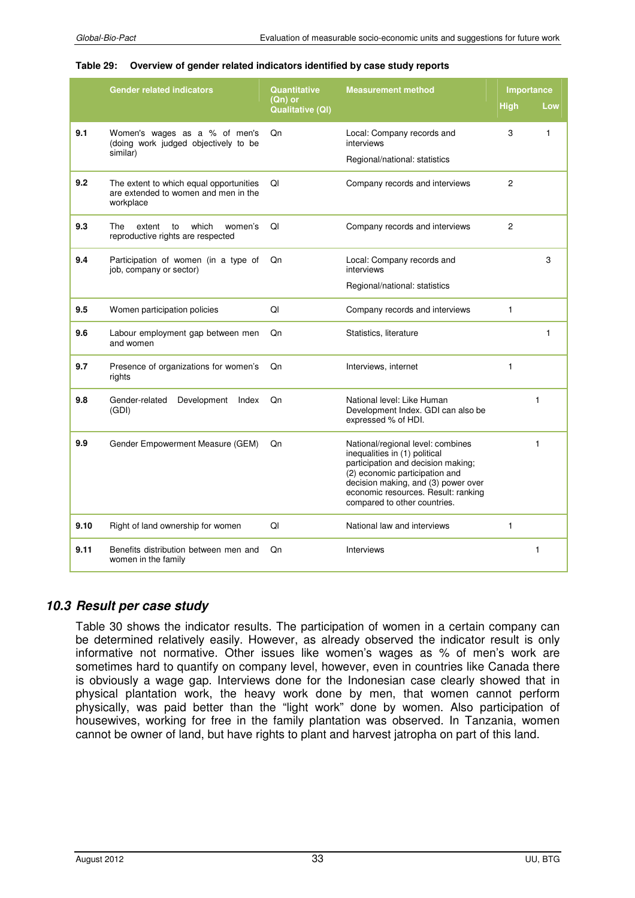**Table 29: Overview of gender related indicators identified by case study reports**

| | Gender related indicators | Quantitative (Qn) or Qualitative (Ql) | Measurement method | Importance | | |
|---|---|---|---|---|---|---|
| | | | | High | | Low |
| **9.1** | Women's wages as a % of men's (doing work judged objectively to be similar) | Qn | Local: Company records and interviews<br>Regional/national: statistics | 3 | | 1 |
| **9.2** | The extent to which equal opportunities are extended to women and men in the workplace | Ql | Company records and interviews | 2 | | |
| **9.3** | The extent to which women's reproductive rights are respected | Ql | Company records and interviews | 2 | | |
| **9.4** | Participation of women (in a type of job, company or sector) | Qn | Local: Company records and interviews<br>Regional/national: statistics | | | 3 |
| **9.5** | Women participation policies | Ql | Company records and interviews | 1 | | |
| **9.6** | Labour employment gap between men and women | Qn | Statistics, literature | | | 1 |
| **9.7** | Presence of organizations for women's rights | Qn | Interviews, internet | 1 | | |
| **9.8** | Gender-related Development Index (GDI) | Qn | National level: Like Human Development Index. GDI can also be expressed % of HDI. | | 1 | |
| **9.9** | Gender Empowerment Measure (GEM) | Qn | National/regional level: combines inequalities in (1) political participation and decision making; (2) economic participation and decision making, and (3) power over economic resources. Result: ranking compared to other countries. | | 1 | |
| **9.10** | Right of land ownership for women | Ql | National law and interviews | 1 | | |
| **9.11** | Benefits distribution between men and women in the family | Qn | Interviews | | 1 | |

## 10.3 Result per case study

Table 30 shows the indicator results. The participation of women in a certain company can be determined relatively easily. However, as already observed the indicator result is only informative not normative. Other issues like women's wages as % of men's work are sometimes hard to quantify on company level, however, even in countries like Canada there is obviously a wage gap. Interviews done for the Indonesian case clearly showed that in physical plantation work, the heavy work done by men, that women cannot perform physically, was paid better than the "light work" done by women. Also participation of housewives, working for free in the family plantation was observed. In Tanzania, women cannot be owner of land, but have rights to plant and harvest jatropha on part of this land.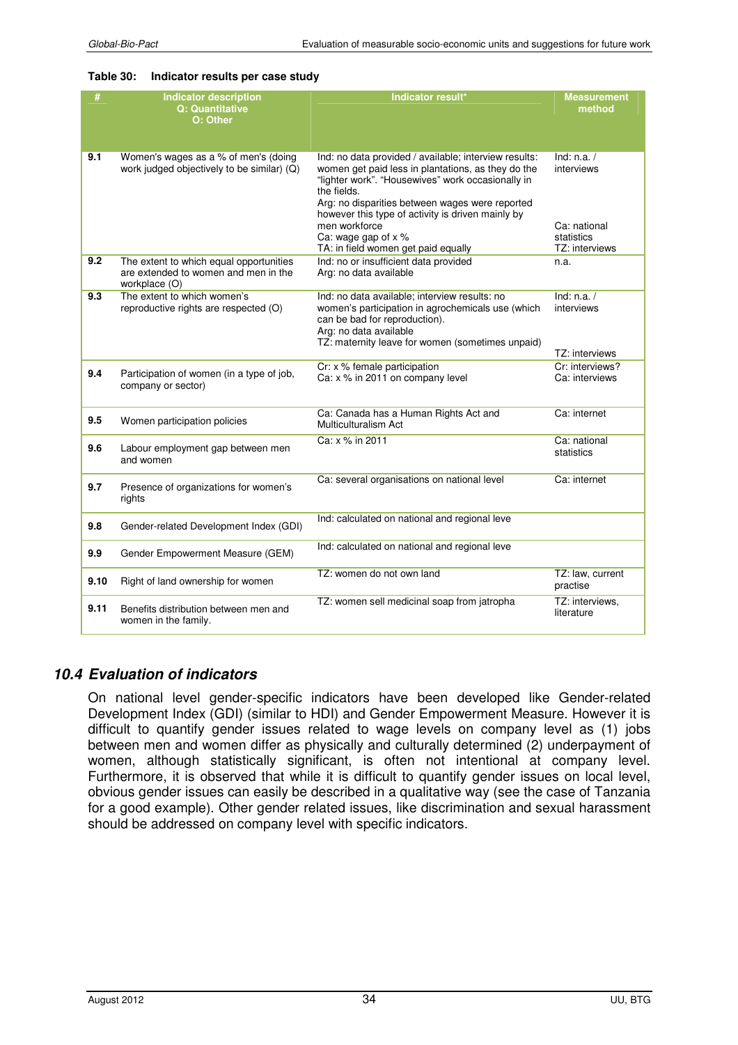**Table 30: Indicator results per case study**

| # | Indicator description<br>Q: Quantitative<br>O: Other | Indicator result* | Measurement method |
|---|---|---|---|
| 9.1 | Women's wages as a % of men's (doing work judged objectively to be similar) (Q) | Ind: no data provided / available; interview results: women get paid less in plantations, as they do the "lighter work". "Housewives" work occasionally in the fields.<br>Arg: no disparities between wages were reported however this type of activity is driven mainly by men workforce<br>Ca: wage gap of x %<br>TA: in field women get paid equally | Ind: n.a. / interviews<br><br>Ca: national statistics<br>TZ: interviews |
| 9.2 | The extent to which equal opportunities are extended to women and men in the workplace (O) | Ind: no or insufficient data provided<br>Arg: no data available | n.a. |
| 9.3 | The extent to which women's reproductive rights are respected (O) | Ind: no data available; interview results: no women's participation in agrochemicals use (which can be bad for reproduction).<br>Arg: no data available<br>TZ: maternity leave for women (sometimes unpaid) | Ind: n.a. / interviews<br><br>TZ: interviews |
| 9.4 | Participation of women (in a type of job, company or sector) | Cr: x % female participation<br>Ca: x % in 2011 on company level | Cr: interviews?<br>Ca: interviews |
| 9.5 | Women participation policies | Ca: Canada has a Human Rights Act and Multiculturalism Act | Ca: internet |
| 9.6 | Labour employment gap between men and women | Ca: x % in 2011 | Ca: national statistics |
| 9.7 | Presence of organizations for women's rights | Ca: several organisations on national level | Ca: internet |
| 9.8 | Gender-related Development Index (GDI) | Ind: calculated on national and regional leve | |
| 9.9 | Gender Empowerment Measure (GEM) | Ind: calculated on national and regional leve | |
| 9.10 | Right of land ownership for women | TZ: women do not own land | TZ: law, current practise |
| 9.11 | Benefits distribution between men and women in the family. | TZ: women sell medicinal soap from jatropha | TZ: interviews, literature |

## *10.4 Evaluation of indicators*

On national level gender-specific indicators have been developed like Gender-related Development Index (GDI) (similar to HDI) and Gender Empowerment Measure. However it is difficult to quantify gender issues related to wage levels on company level as (1) jobs between men and women differ as physically and culturally determined (2) underpayment of women, although statistically significant, is often not intentional at company level. Furthermore, it is observed that while it is difficult to quantify gender issues on local level, obvious gender issues can easily be described in a qualitative way (see the case of Tanzania for a good example). Other gender related issues, like discrimination and sexual harassment should be addressed on company level with specific indicators.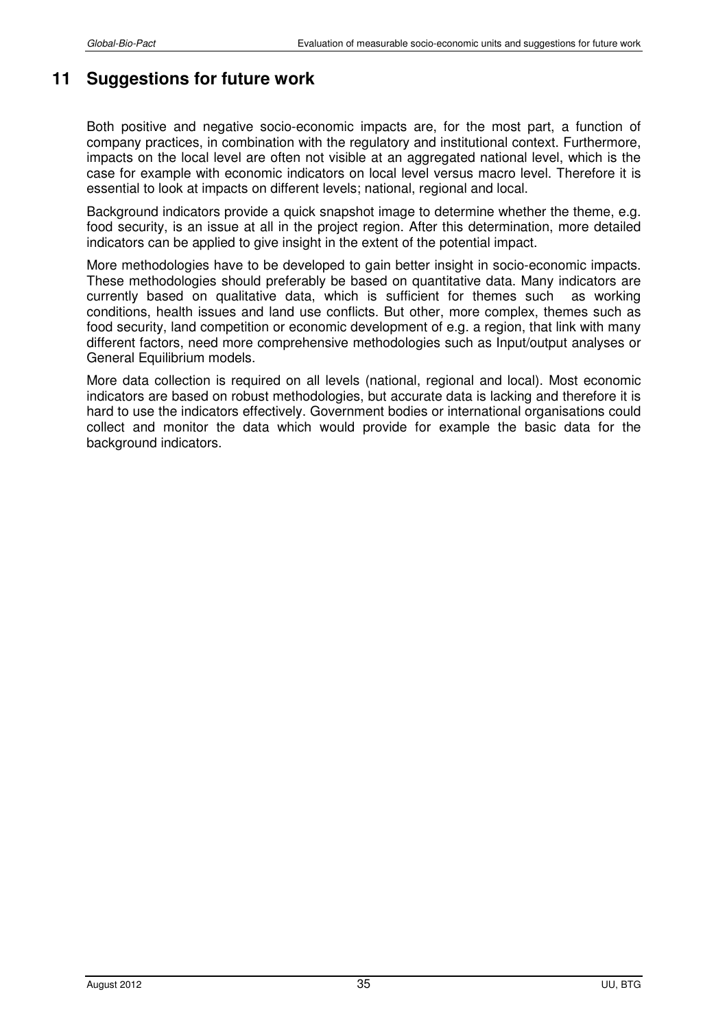# 11 Suggestions for future work

Both positive and negative socio-economic impacts are, for the most part, a function of company practices, in combination with the regulatory and institutional context. Furthermore, impacts on the local level are often not visible at an aggregated national level, which is the case for example with economic indicators on local level versus macro level. Therefore it is essential to look at impacts on different levels; national, regional and local.

Background indicators provide a quick snapshot image to determine whether the theme, e.g. food security, is an issue at all in the project region. After this determination, more detailed indicators can be applied to give insight in the extent of the potential impact.

More methodologies have to be developed to gain better insight in socio-economic impacts. These methodologies should preferably be based on quantitative data. Many indicators are currently based on qualitative data, which is sufficient for themes such as working conditions, health issues and land use conflicts. But other, more complex, themes such as food security, land competition or economic development of e.g. a region, that link with many different factors, need more comprehensive methodologies such as Input/output analyses or General Equilibrium models.

More data collection is required on all levels (national, regional and local). Most economic indicators are based on robust methodologies, but accurate data is lacking and therefore it is hard to use the indicators effectively. Government bodies or international organisations could collect and monitor the data which would provide for example the basic data for the background indicators.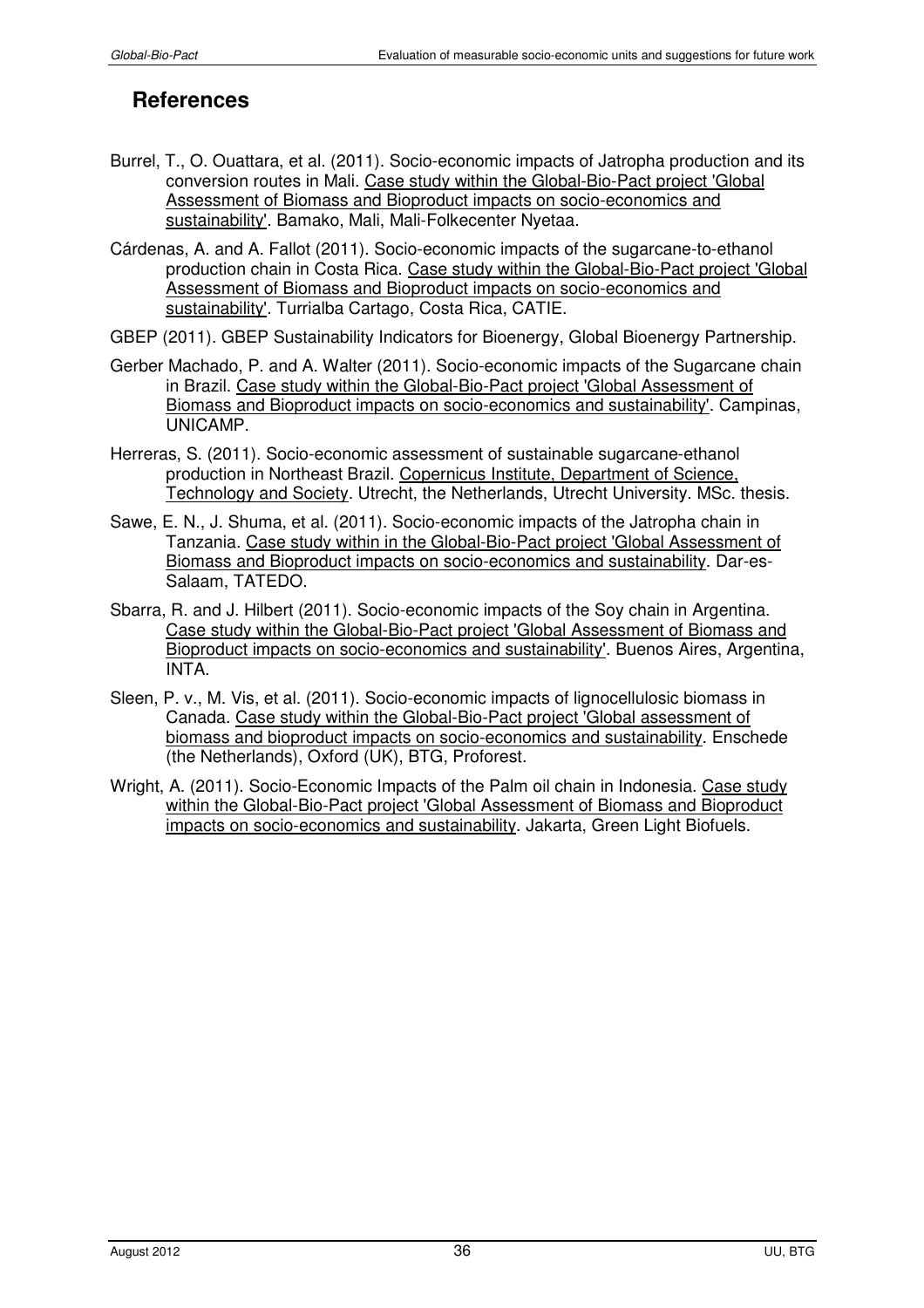## References

Burrel, T., O. Ouattara, et al. (2011). Socio-economic impacts of Jatropha production and its conversion routes in Mali. Case study within the Global-Bio-Pact project 'Global Assessment of Biomass and Bioproduct impacts on socio-economics and sustainability'. Bamako, Mali, Mali-Folkecenter Nyetaa.

Cárdenas, A. and A. Fallot (2011). Socio-economic impacts of the sugarcane-to-ethanol production chain in Costa Rica. Case study within the Global-Bio-Pact project 'Global Assessment of Biomass and Bioproduct impacts on socio-economics and sustainability'. Turrialba Cartago, Costa Rica, CATIE.

GBEP (2011). GBEP Sustainability Indicators for Bioenergy, Global Bioenergy Partnership.

Gerber Machado, P. and A. Walter (2011). Socio-economic impacts of the Sugarcane chain in Brazil. Case study within the Global-Bio-Pact project 'Global Assessment of Biomass and Bioproduct impacts on socio-economics and sustainability'. Campinas, UNICAMP.

Herreras, S. (2011). Socio-economic assessment of sustainable sugarcane-ethanol production in Northeast Brazil. Copernicus Institute, Department of Science, Technology and Society. Utrecht, the Netherlands, Utrecht University. MSc. thesis.

Sawe, E. N., J. Shuma, et al. (2011). Socio-economic impacts of the Jatropha chain in Tanzania. Case study within in the Global-Bio-Pact project 'Global Assessment of Biomass and Bioproduct impacts on socio-economics and sustainability. Dar-es-Salaam, TATEDO.

Sbarra, R. and J. Hilbert (2011). Socio-economic impacts of the Soy chain in Argentina. Case study within the Global-Bio-Pact project 'Global Assessment of Biomass and Bioproduct impacts on socio-economics and sustainability'. Buenos Aires, Argentina, INTA.

Sleen, P. v., M. Vis, et al. (2011). Socio-economic impacts of lignocellulosic biomass in Canada. Case study within the Global-Bio-Pact project 'Global assessment of biomass and bioproduct impacts on socio-economics and sustainability. Enschede (the Netherlands), Oxford (UK), BTG, Proforest.

Wright, A. (2011). Socio-Economic Impacts of the Palm oil chain in Indonesia. Case study within the Global-Bio-Pact project 'Global Assessment of Biomass and Bioproduct impacts on socio-economics and sustainability. Jakarta, Green Light Biofuels.